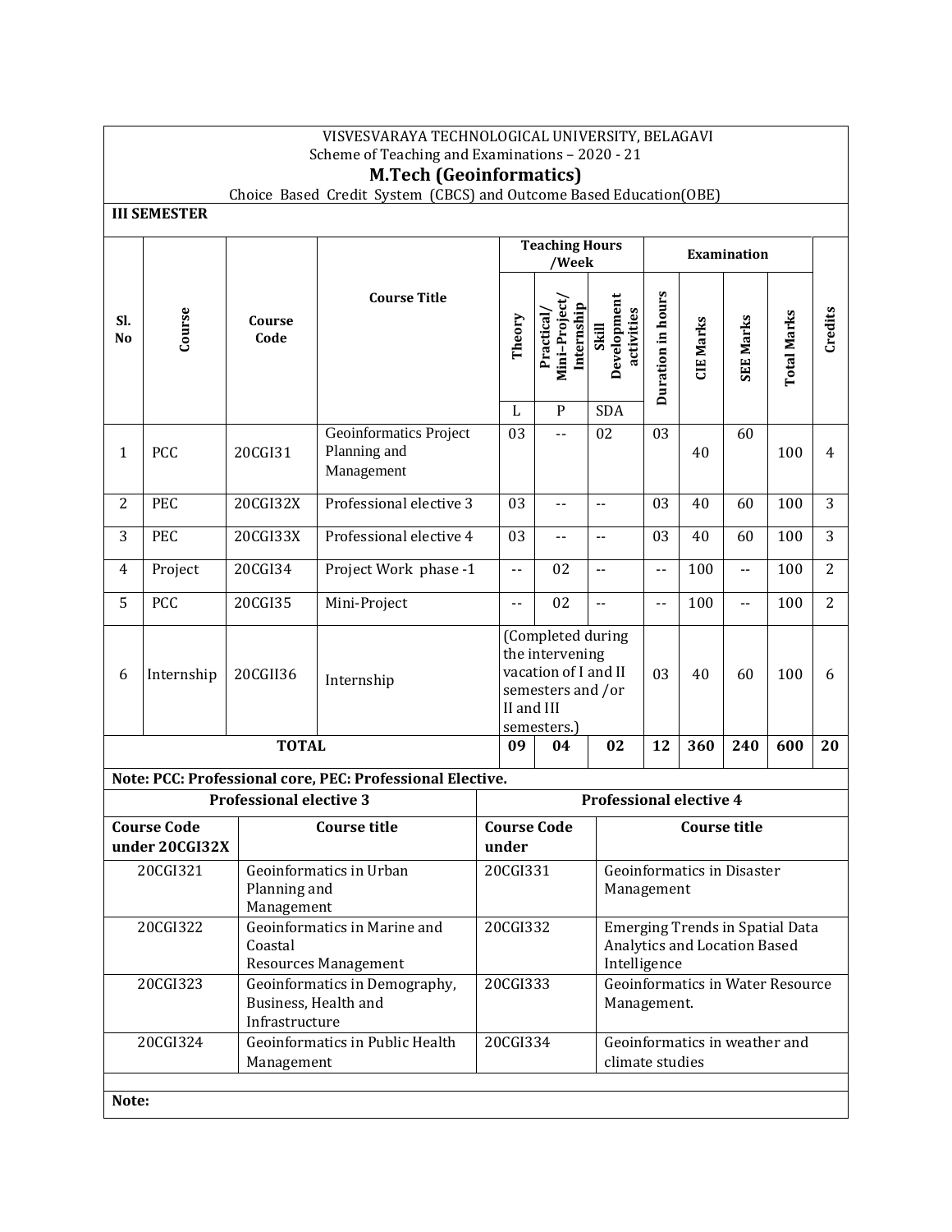VISVESVARAYA TECHNOLOGICAL UNIVERSITY, BELAGAVI

Scheme of Teaching and Examinations – 2020 - 21

# M.Tech (Geoinformatics)

Choice Based Credit System (CBCS) and Outcome Based Education(OBE)

**III SEMESTER**

| Sl. No | Course | Course Code | Course Title | Teaching Hours /Week | | | Examination | | | | Credits |
|---|---|---|---|---|---|---|---|---|---|---|---|
| | | | | Theory | Practical/ Mini-Project/ Internship | Skill Development activities | Duration in hours | CIE Marks | SEE Marks | Total Marks | |
| | | | | L | P | SDA | | | | | |
| 1 | PCC | 20CGI31 | Geoinformatics Project Planning and Management | 03 | -- | 02 | 03 | 40 | 60 | 100 | 4 |
| 2 | PEC | 20CGI32X | Professional elective 3 | 03 | -- | -- | 03 | 40 | 60 | 100 | 3 |
| 3 | PEC | 20CGI33X | Professional elective 4 | 03 | -- | -- | 03 | 40 | 60 | 100 | 3 |
| 4 | Project | 20CGI34 | Project Work phase -1 | -- | 02 | -- | -- | 100 | -- | 100 | 2 |
| 5 | PCC | 20CGI35 | Mini-Project | -- | 02 | -- | -- | 100 | -- | 100 | 2 |
| 6 | Internship | 20CGII36 | Internship | (Completed during the intervening vacation of I and II semesters and /or II and III semesters.) | | | 03 | 40 | 60 | 100 | 6 |
| **TOTAL** | | | | **09** | **04** | **02** | **12** | **360** | **240** | **600** | **20** |

**Note: PCC: Professional core, PEC: Professional Elective.**

| Professional elective 3 | | Professional elective 4 | |
|---|---|---|---|
| **Course Code under 20CGI32X** | **Course title** | **Course Code under** | **Course title** |
| 20CGI321 | Geoinformatics in Urban Planning and Management | 20CGI331 | Geoinformatics in Disaster Management |
| 20CGI322 | Geoinformatics in Marine and Coastal Resources Management | 20CGI332 | Emerging Trends in Spatial Data Analytics and Location Based Intelligence |
| 20CGI323 | Geoinformatics in Demography, Business, Health and Infrastructure | 20CGI333 | Geoinformatics in Water Resource Management. |
| 20CGI324 | Geoinformatics in Public Health Management | 20CGI334 | Geoinformatics in weather and climate studies |

**Note:**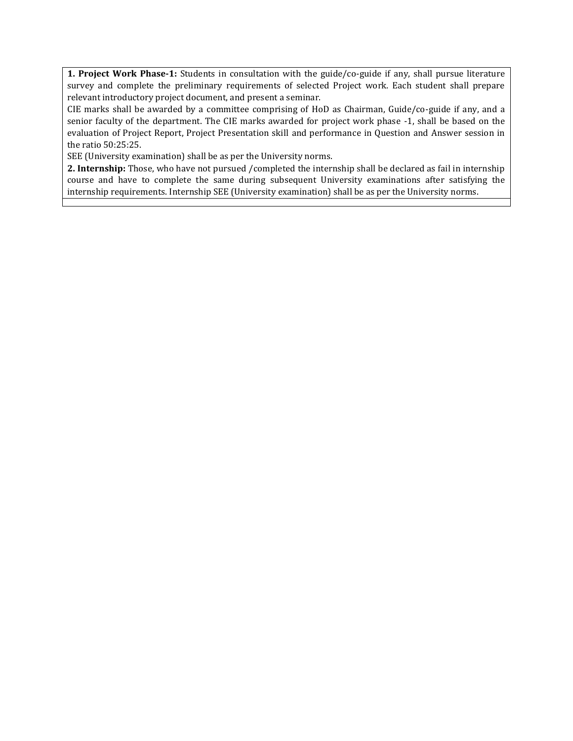**1. Project Work Phase-1:** Students in consultation with the guide/co-guide if any, shall pursue literature survey and complete the preliminary requirements of selected Project work. Each student shall prepare relevant introductory project document, and present a seminar.

CIE marks shall be awarded by a committee comprising of HoD as Chairman, Guide/co-guide if any, and a senior faculty of the department. The CIE marks awarded for project work phase -1, shall be based on the evaluation of Project Report, Project Presentation skill and performance in Question and Answer session in the ratio 50:25:25.

SEE (University examination) shall be as per the University norms.

**2. Internship:** Those, who have not pursued /completed the internship shall be declared as fail in internship course and have to complete the same during subsequent University examinations after satisfying the internship requirements. Internship SEE (University examination) shall be as per the University norms.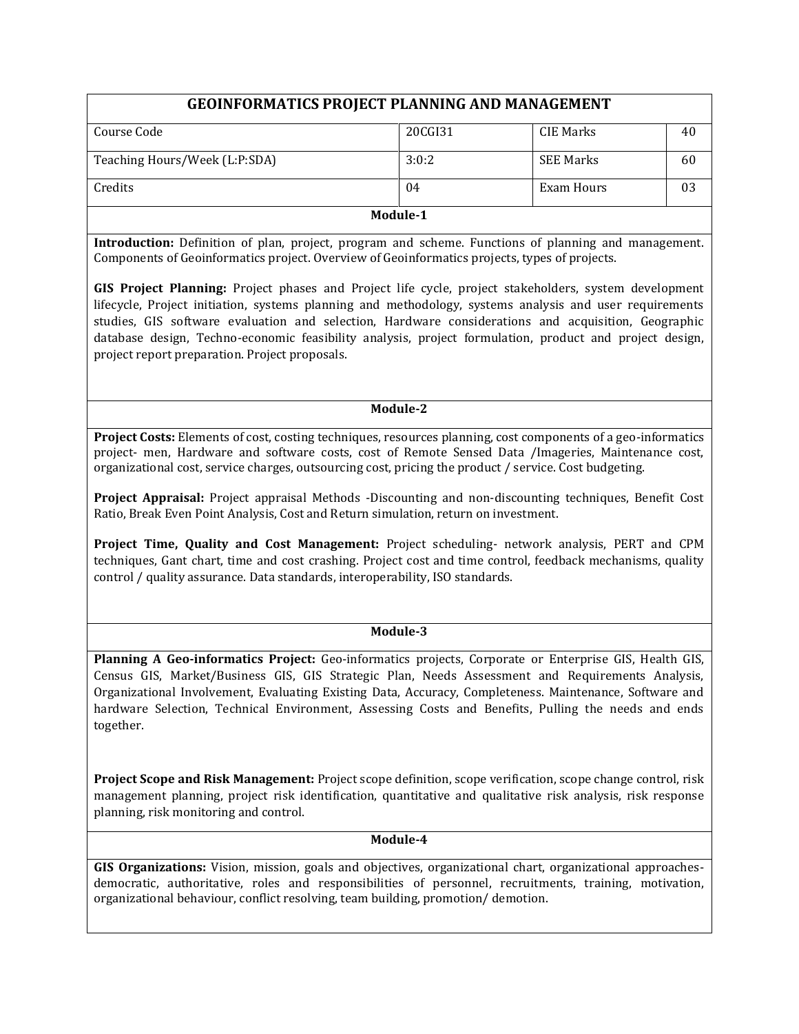## GEOINFORMATICS PROJECT PLANNING AND MANAGEMENT

| Course Code | 20CGI31 | CIE Marks | 40 |
|---|---|---|---|
| Teaching Hours/Week (L:P:SDA) | 3:0:2 | SEE Marks | 60 |
| Credits | 04 | Exam Hours | 03 |

### Module-1

**Introduction:** Definition of plan, project, program and scheme. Functions of planning and management. Components of Geoinformatics project. Overview of Geoinformatics projects, types of projects.

**GIS Project Planning:** Project phases and Project life cycle, project stakeholders, system development lifecycle, Project initiation, systems planning and methodology, systems analysis and user requirements studies, GIS software evaluation and selection, Hardware considerations and acquisition, Geographic database design, Techno-economic feasibility analysis, project formulation, product and project design, project report preparation. Project proposals.

### Module-2

**Project Costs:** Elements of cost, costing techniques, resources planning, cost components of a geo-informatics project- men, Hardware and software costs, cost of Remote Sensed Data /Imageries, Maintenance cost, organizational cost, service charges, outsourcing cost, pricing the product / service. Cost budgeting.

**Project Appraisal:** Project appraisal Methods -Discounting and non-discounting techniques, Benefit Cost Ratio, Break Even Point Analysis, Cost and Return simulation, return on investment.

**Project Time, Quality and Cost Management:** Project scheduling- network analysis, PERT and CPM techniques, Gant chart, time and cost crashing. Project cost and time control, feedback mechanisms, quality control / quality assurance. Data standards, interoperability, ISO standards.

### Module-3

**Planning A Geo-informatics Project:** Geo-informatics projects, Corporate or Enterprise GIS, Health GIS, Census GIS, Market/Business GIS, GIS Strategic Plan, Needs Assessment and Requirements Analysis, Organizational Involvement, Evaluating Existing Data, Accuracy, Completeness. Maintenance, Software and hardware Selection, Technical Environment, Assessing Costs and Benefits, Pulling the needs and ends together.

**Project Scope and Risk Management:** Project scope definition, scope verification, scope change control, risk management planning, project risk identification, quantitative and qualitative risk analysis, risk response planning, risk monitoring and control.

### Module-4

**GIS Organizations:** Vision, mission, goals and objectives, organizational chart, organizational approaches-democratic, authoritative, roles and responsibilities of personnel, recruitments, training, motivation, organizational behaviour, conflict resolving, team building, promotion/ demotion.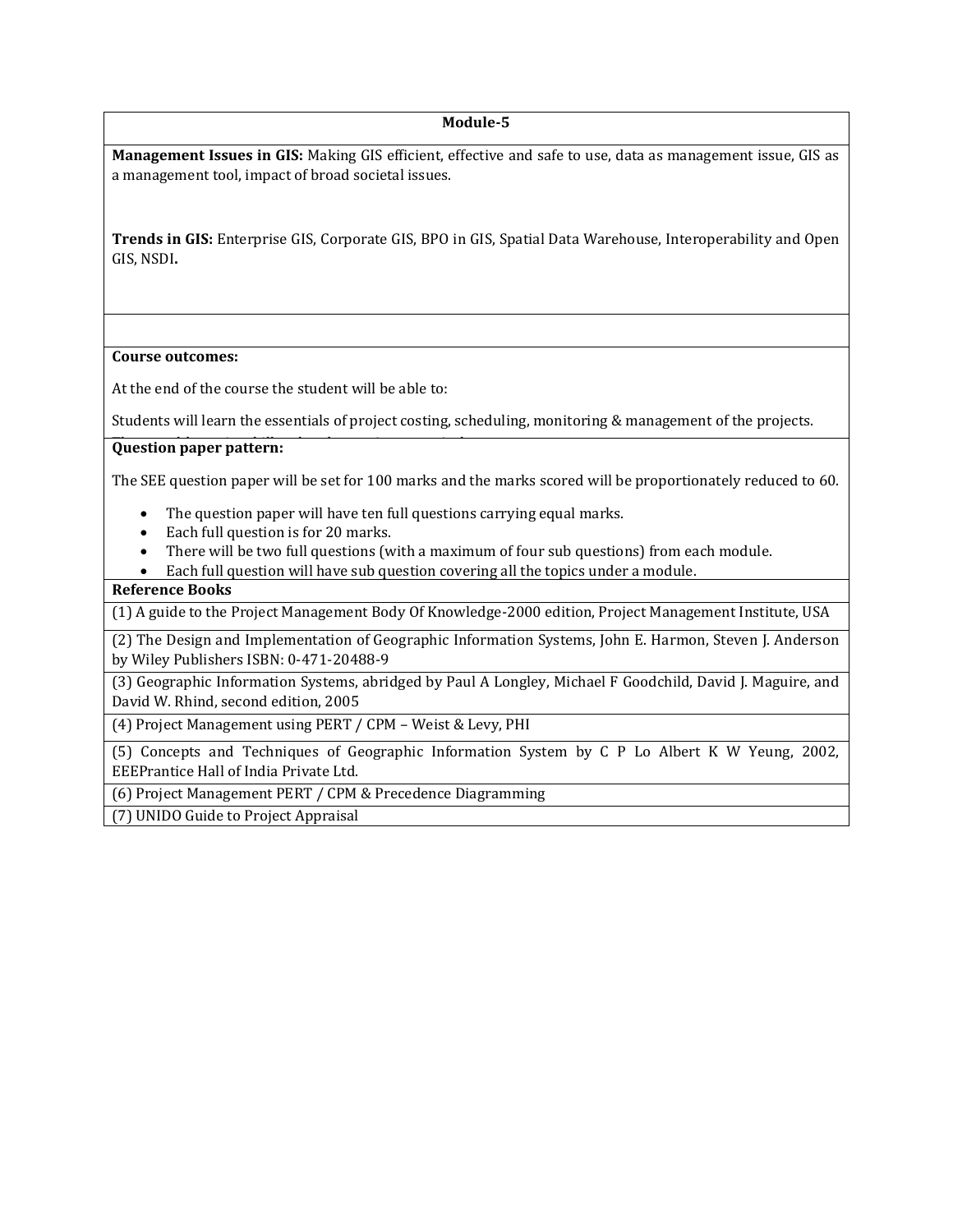## Module-5

**Management Issues in GIS:** Making GIS efficient, effective and safe to use, data as management issue, GIS as a management tool, impact of broad societal issues.

**Trends in GIS:** Enterprise GIS, Corporate GIS, BPO in GIS, Spatial Data Warehouse, Interoperability and Open GIS, NSDI**.**

**Course outcomes:**

At the end of the course the student will be able to:

Students will learn the essentials of project costing, scheduling, monitoring & management of the projects.

**Question paper pattern:**

The SEE question paper will be set for 100 marks and the marks scored will be proportionately reduced to 60.

- The question paper will have ten full questions carrying equal marks.
- Each full question is for 20 marks.
- There will be two full questions (with a maximum of four sub questions) from each module.
- Each full question will have sub question covering all the topics under a module.

**Reference Books**

(1) A guide to the Project Management Body Of Knowledge-2000 edition, Project Management Institute, USA

(2) The Design and Implementation of Geographic Information Systems, John E. Harmon, Steven J. Anderson by Wiley Publishers ISBN: 0-471-20488-9

(3) Geographic Information Systems, abridged by Paul A Longley, Michael F Goodchild, David J. Maguire, and David W. Rhind, second edition, 2005

(4) Project Management using PERT / CPM – Weist & Levy, PHI

(5) Concepts and Techniques of Geographic Information System by C P Lo Albert K W Yeung, 2002, EEEPrantice Hall of India Private Ltd.

(6) Project Management PERT / CPM & Precedence Diagramming

(7) UNIDO Guide to Project Appraisal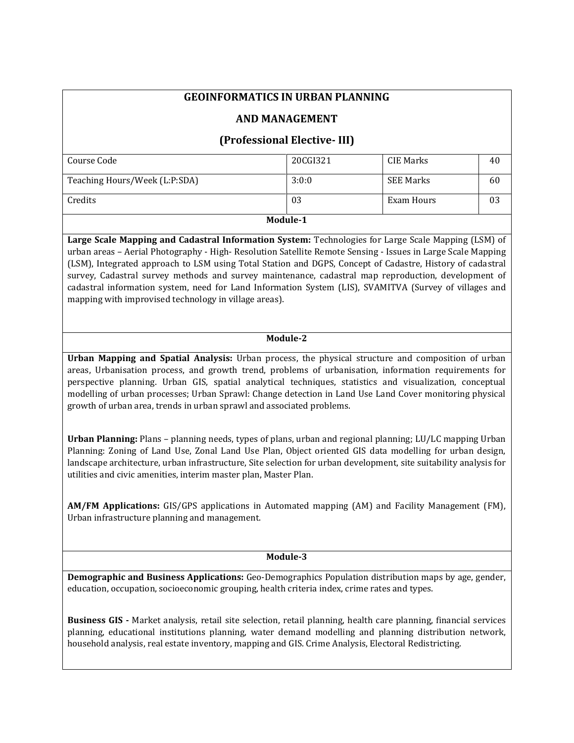# GEOINFORMATICS IN URBAN PLANNING

## AND MANAGEMENT

## (Professional Elective- III)

| Course Code | 20CGI321 | CIE Marks | 40 |
|---|---|---|---|
| Teaching Hours/Week (L:P:SDA) | 3:0:0 | SEE Marks | 60 |
| Credits | 03 | Exam Hours | 03 |

### Module-1

**Large Scale Mapping and Cadastral Information System:** Technologies for Large Scale Mapping (LSM) of urban areas – Aerial Photography - High- Resolution Satellite Remote Sensing - Issues in Large Scale Mapping (LSM), Integrated approach to LSM using Total Station and DGPS, Concept of Cadastre, History of cadastral survey, Cadastral survey methods and survey maintenance, cadastral map reproduction, development of cadastral information system, need for Land Information System (LIS), SVAMITVA (Survey of villages and mapping with improvised technology in village areas).

### Module-2

**Urban Mapping and Spatial Analysis:** Urban process, the physical structure and composition of urban areas, Urbanisation process, and growth trend, problems of urbanisation, information requirements for perspective planning. Urban GIS, spatial analytical techniques, statistics and visualization, conceptual modelling of urban processes; Urban Sprawl: Change detection in Land Use Land Cover monitoring physical growth of urban area, trends in urban sprawl and associated problems.

**Urban Planning:** Plans – planning needs, types of plans, urban and regional planning; LU/LC mapping Urban Planning: Zoning of Land Use, Zonal Land Use Plan, Object oriented GIS data modelling for urban design, landscape architecture, urban infrastructure, Site selection for urban development, site suitability analysis for utilities and civic amenities, interim master plan, Master Plan.

**AM/FM Applications:** GIS/GPS applications in Automated mapping (AM) and Facility Management (FM), Urban infrastructure planning and management.

### Module-3

**Demographic and Business Applications:** Geo-Demographics Population distribution maps by age, gender, education, occupation, socioeconomic grouping, health criteria index, crime rates and types.

**Business GIS -** Market analysis, retail site selection, retail planning, health care planning, financial services planning, educational institutions planning, water demand modelling and planning distribution network, household analysis, real estate inventory, mapping and GIS. Crime Analysis, Electoral Redistricting.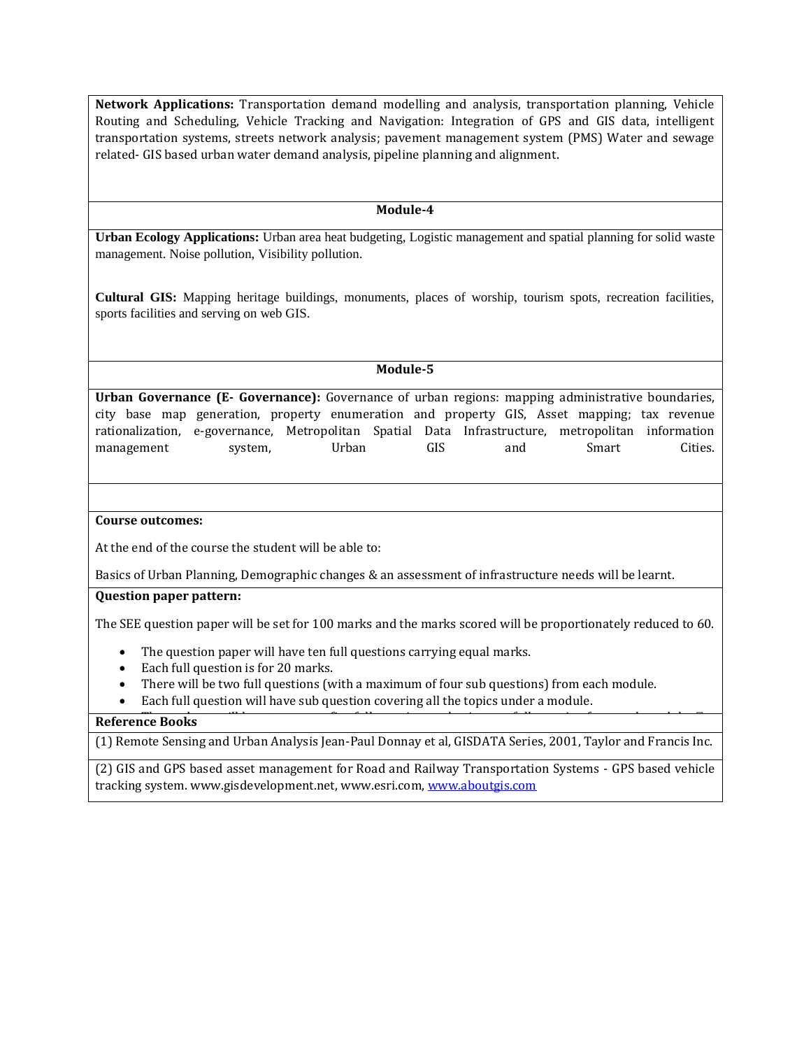**Network Applications:** Transportation demand modelling and analysis, transportation planning, Vehicle Routing and Scheduling, Vehicle Tracking and Navigation: Integration of GPS and GIS data, intelligent transportation systems, streets network analysis; pavement management system (PMS) Water and sewage related- GIS based urban water demand analysis, pipeline planning and alignment.

### Module-4

**Urban Ecology Applications:** Urban area heat budgeting, Logistic management and spatial planning for solid waste management. Noise pollution, Visibility pollution.

**Cultural GIS:** Mapping heritage buildings, monuments, places of worship, tourism spots, recreation facilities, sports facilities and serving on web GIS.

### Module-5

**Urban Governance (E- Governance):** Governance of urban regions: mapping administrative boundaries, city base map generation, property enumeration and property GIS, Asset mapping; tax revenue rationalization, e-governance, Metropolitan Spatial Data Infrastructure, metropolitan information management system, Urban GIS and Smart Cities.

**Course outcomes:**

At the end of the course the student will be able to:

Basics of Urban Planning, Demographic changes & an assessment of infrastructure needs will be learnt.

**Question paper pattern:**

The SEE question paper will be set for 100 marks and the marks scored will be proportionately reduced to 60.

- The question paper will have ten full questions carrying equal marks.
- Each full question is for 20 marks.
- There will be two full questions (with a maximum of four sub questions) from each module.
- Each full question will have sub question covering all the topics under a module.

**Reference Books**

(1) Remote Sensing and Urban Analysis Jean-Paul Donnay et al, GISDATA Series, 2001, Taylor and Francis Inc.

(2) GIS and GPS based asset management for Road and Railway Transportation Systems - GPS based vehicle tracking system. www.gisdevelopment.net, www.esri.com, www.aboutgis.com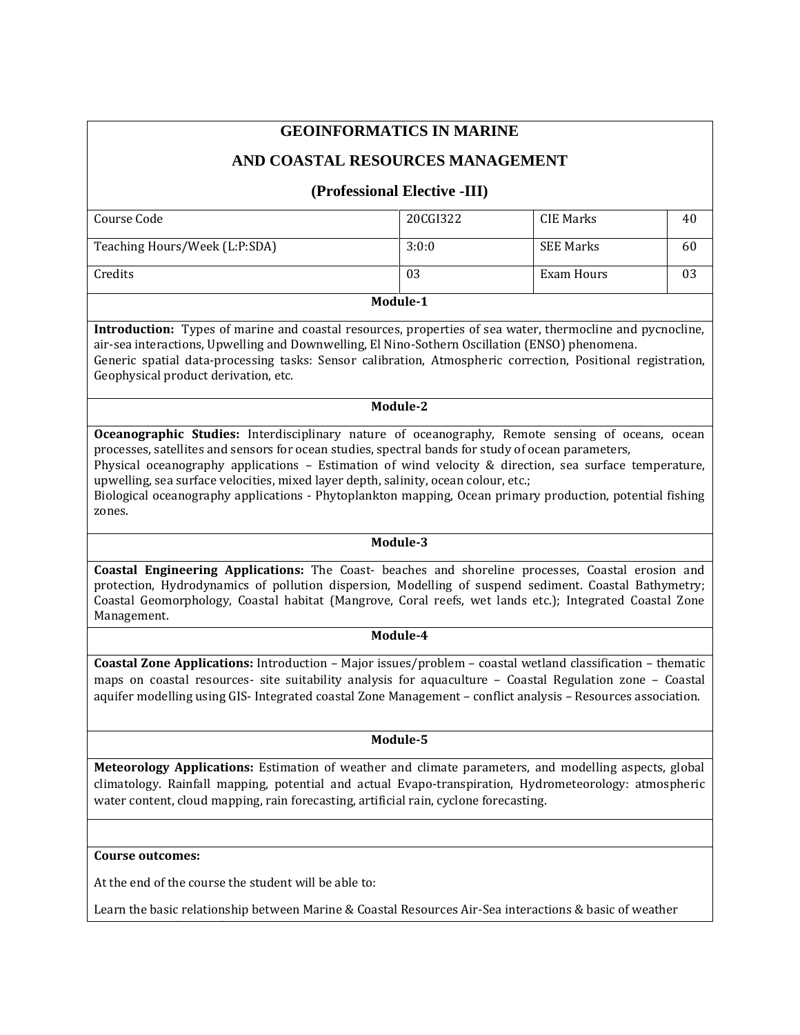## GEOINFORMATICS IN MARINE AND COASTAL RESOURCES MANAGEMENT

### (Professional Elective -III)

| Course Code | 20CGI322 | CIE Marks | 40 |
|---|---|---|---|
| Teaching Hours/Week (L:P:SDA) | 3:0:0 | SEE Marks | 60 |
| Credits | 03 | Exam Hours | 03 |

**Module-1**

**Introduction:** Types of marine and coastal resources, properties of sea water, thermocline and pycnocline, air-sea interactions, Upwelling and Downwelling, El Nino-Sothern Oscillation (ENSO) phenomena.
Generic spatial data-processing tasks: Sensor calibration, Atmospheric correction, Positional registration, Geophysical product derivation, etc.

**Module-2**

**Oceanographic Studies:** Interdisciplinary nature of oceanography, Remote sensing of oceans, ocean processes, satellites and sensors for ocean studies, spectral bands for study of ocean parameters,
Physical oceanography applications – Estimation of wind velocity & direction, sea surface temperature, upwelling, sea surface velocities, mixed layer depth, salinity, ocean colour, etc.;
Biological oceanography applications - Phytoplankton mapping, Ocean primary production, potential fishing zones.

**Module-3**

**Coastal Engineering Applications:** The Coast- beaches and shoreline processes, Coastal erosion and protection, Hydrodynamics of pollution dispersion, Modelling of suspend sediment. Coastal Bathymetry; Coastal Geomorphology, Coastal habitat (Mangrove, Coral reefs, wet lands etc.); Integrated Coastal Zone Management.

**Module-4**

**Coastal Zone Applications:** Introduction – Major issues/problem – coastal wetland classification – thematic maps on coastal resources- site suitability analysis for aquaculture – Coastal Regulation zone – Coastal aquifer modelling using GIS- Integrated coastal Zone Management – conflict analysis – Resources association.

**Module-5**

**Meteorology Applications:** Estimation of weather and climate parameters, and modelling aspects, global climatology. Rainfall mapping, potential and actual Evapo-transpiration, Hydrometeorology: atmospheric water content, cloud mapping, rain forecasting, artificial rain, cyclone forecasting.

**Course outcomes:**

At the end of the course the student will be able to:

Learn the basic relationship between Marine & Coastal Resources Air-Sea interactions & basic of weather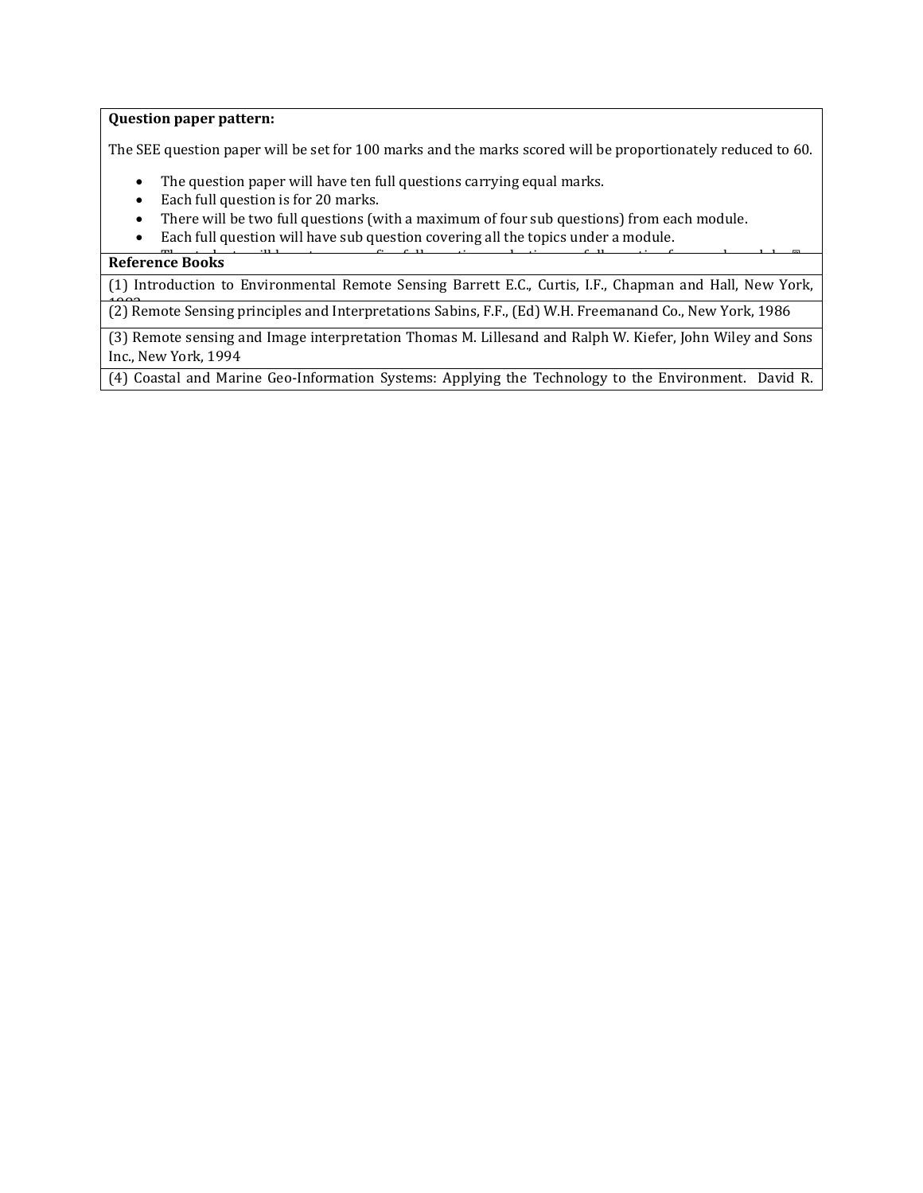**Question paper pattern:**

The SEE question paper will be set for 100 marks and the marks scored will be proportionately reduced to 60.

- The question paper will have ten full questions carrying equal marks.
- Each full question is for 20 marks.
- There will be two full questions (with a maximum of four sub questions) from each module.
- Each full question will have sub question covering all the topics under a module.

**Reference Books**

(1) Introduction to Environmental Remote Sensing Barrett E.C., Curtis, I.F., Chapman and Hall, New York,

(2) Remote Sensing principles and Interpretations Sabins, F.F., (Ed) W.H. Freemanand Co., New York, 1986

(3) Remote sensing and Image interpretation Thomas M. Lillesand and Ralph W. Kiefer, John Wiley and Sons Inc., New York, 1994

(4) Coastal and Marine Geo-Information Systems: Applying the Technology to the Environment. David R.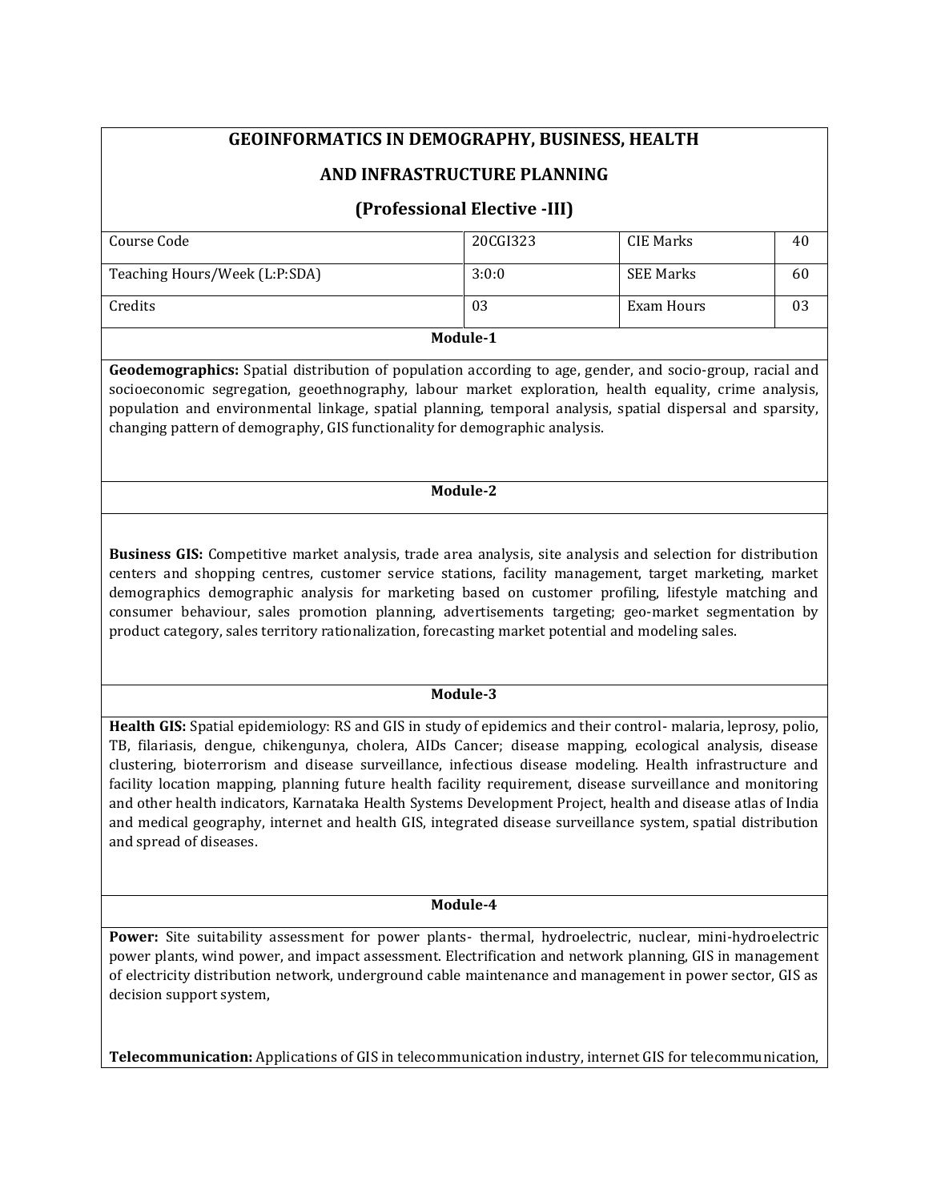## GEOINFORMATICS IN DEMOGRAPHY, BUSINESS, HEALTH AND INFRASTRUCTURE PLANNING

### (Professional Elective -III)

| Course Code | 20CGI323 | CIE Marks | 40 |
|---|---|---|---|
| Teaching Hours/Week (L:P:SDA) | 3:0:0 | SEE Marks | 60 |
| Credits | 03 | Exam Hours | 03 |

**Module-1**

**Geodemographics:** Spatial distribution of population according to age, gender, and socio-group, racial and socioeconomic segregation, geoethnography, labour market exploration, health equality, crime analysis, population and environmental linkage, spatial planning, temporal analysis, spatial dispersal and sparsity, changing pattern of demography, GIS functionality for demographic analysis.

**Module-2**

**Business GIS:** Competitive market analysis, trade area analysis, site analysis and selection for distribution centers and shopping centres, customer service stations, facility management, target marketing, market demographics demographic analysis for marketing based on customer profiling, lifestyle matching and consumer behaviour, sales promotion planning, advertisements targeting; geo-market segmentation by product category, sales territory rationalization, forecasting market potential and modeling sales.

**Module-3**

**Health GIS:** Spatial epidemiology: RS and GIS in study of epidemics and their control- malaria, leprosy, polio, TB, filariasis, dengue, chikengunya, cholera, AIDs Cancer; disease mapping, ecological analysis, disease clustering, bioterrorism and disease surveillance, infectious disease modeling. Health infrastructure and facility location mapping, planning future health facility requirement, disease surveillance and monitoring and other health indicators, Karnataka Health Systems Development Project, health and disease atlas of India and medical geography, internet and health GIS, integrated disease surveillance system, spatial distribution and spread of diseases.

**Module-4**

**Power:** Site suitability assessment for power plants- thermal, hydroelectric, nuclear, mini-hydroelectric power plants, wind power, and impact assessment. Electrification and network planning, GIS in management of electricity distribution network, underground cable maintenance and management in power sector, GIS as decision support system,

**Telecommunication:** Applications of GIS in telecommunication industry, internet GIS for telecommunication,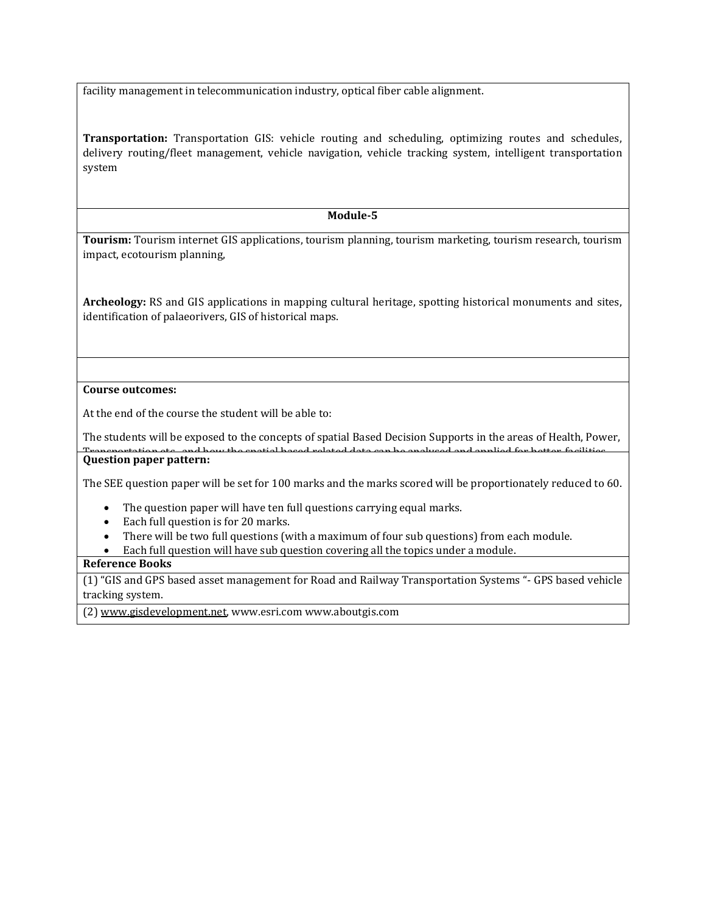facility management in telecommunication industry, optical fiber cable alignment.

**Transportation:** Transportation GIS: vehicle routing and scheduling, optimizing routes and schedules, delivery routing/fleet management, vehicle navigation, vehicle tracking system, intelligent transportation system

**Module-5**

**Tourism:** Tourism internet GIS applications, tourism planning, tourism marketing, tourism research, tourism impact, ecotourism planning,

**Archeology:** RS and GIS applications in mapping cultural heritage, spotting historical monuments and sites, identification of palaeorivers, GIS of historical maps.

**Course outcomes:**

At the end of the course the student will be able to:

The students will be exposed to the concepts of spatial Based Decision Supports in the areas of Health, Power, Transportation etc. and how the spatial based related data can be analysed and applied for better facilities

**Question paper pattern:**

The SEE question paper will be set for 100 marks and the marks scored will be proportionately reduced to 60.

- The question paper will have ten full questions carrying equal marks.
- Each full question is for 20 marks.
- There will be two full questions (with a maximum of four sub questions) from each module.
- Each full question will have sub question covering all the topics under a module.

**Reference Books**

(1) "GIS and GPS based asset management for Road and Railway Transportation Systems "- GPS based vehicle tracking system.

(2) www.gisdevelopment.net, www.esri.com www.aboutgis.com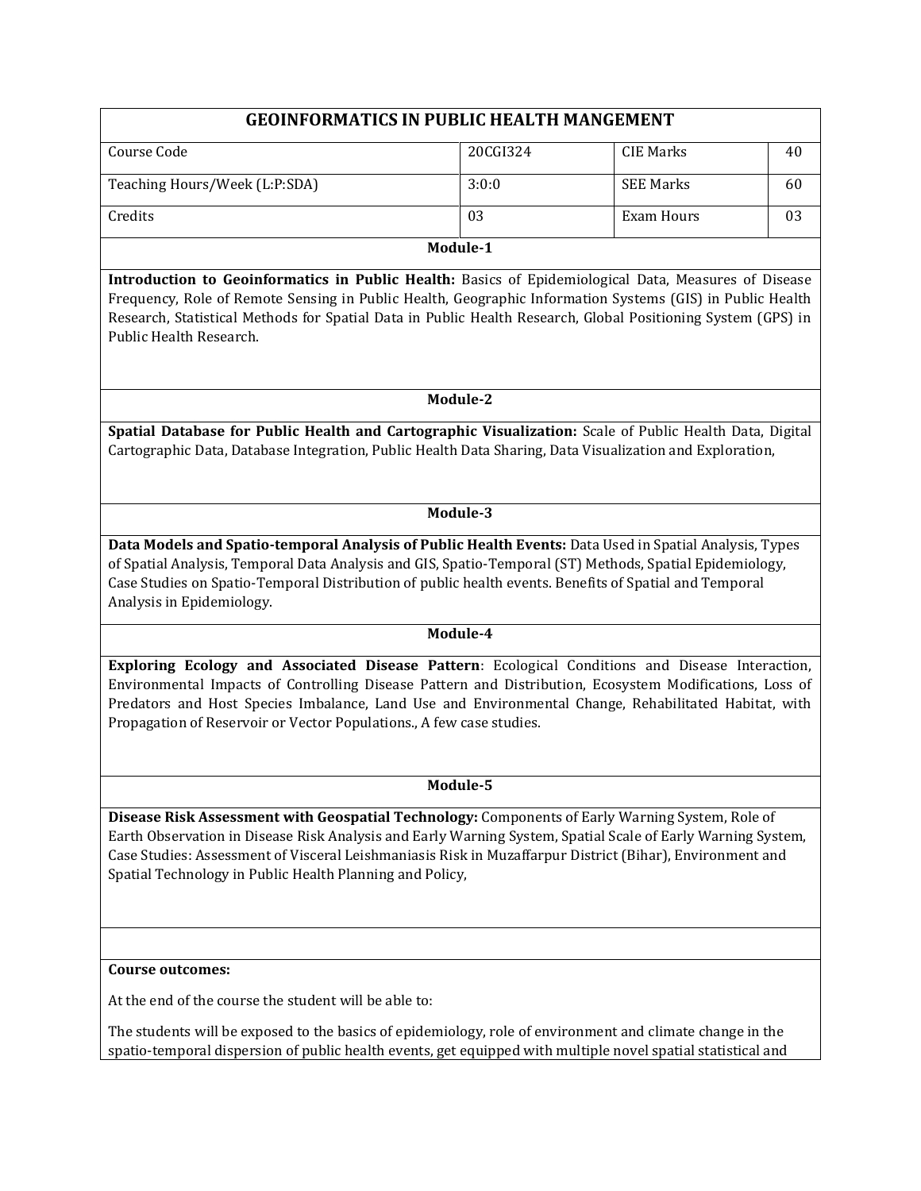# GEOINFORMATICS IN PUBLIC HEALTH MANGEMENT

| Course Code | 20CGI324 | CIE Marks | 40 |
|---|---|---|---|
| Teaching Hours/Week (L:P:SDA) | 3:0:0 | SEE Marks | 60 |
| Credits | 03 | Exam Hours | 03 |

## Module-1

**Introduction to Geoinformatics in Public Health:** Basics of Epidemiological Data, Measures of Disease Frequency, Role of Remote Sensing in Public Health, Geographic Information Systems (GIS) in Public Health Research, Statistical Methods for Spatial Data in Public Health Research, Global Positioning System (GPS) in Public Health Research.

## Module-2

**Spatial Database for Public Health and Cartographic Visualization:** Scale of Public Health Data, Digital Cartographic Data, Database Integration, Public Health Data Sharing, Data Visualization and Exploration,

## Module-3

**Data Models and Spatio-temporal Analysis of Public Health Events:** Data Used in Spatial Analysis, Types of Spatial Analysis, Temporal Data Analysis and GIS, Spatio-Temporal (ST) Methods, Spatial Epidemiology, Case Studies on Spatio-Temporal Distribution of public health events. Benefits of Spatial and Temporal Analysis in Epidemiology.

## Module-4

**Exploring Ecology and Associated Disease Pattern**: Ecological Conditions and Disease Interaction, Environmental Impacts of Controlling Disease Pattern and Distribution, Ecosystem Modifications, Loss of Predators and Host Species Imbalance, Land Use and Environmental Change, Rehabilitated Habitat, with Propagation of Reservoir or Vector Populations., A few case studies.

## Module-5

**Disease Risk Assessment with Geospatial Technology:** Components of Early Warning System, Role of Earth Observation in Disease Risk Analysis and Early Warning System, Spatial Scale of Early Warning System, Case Studies: Assessment of Visceral Leishmaniasis Risk in Muzaffarpur District (Bihar), Environment and Spatial Technology in Public Health Planning and Policy,

**Course outcomes:**

At the end of the course the student will be able to:

The students will be exposed to the basics of epidemiology, role of environment and climate change in the spatio-temporal dispersion of public health events, get equipped with multiple novel spatial statistical and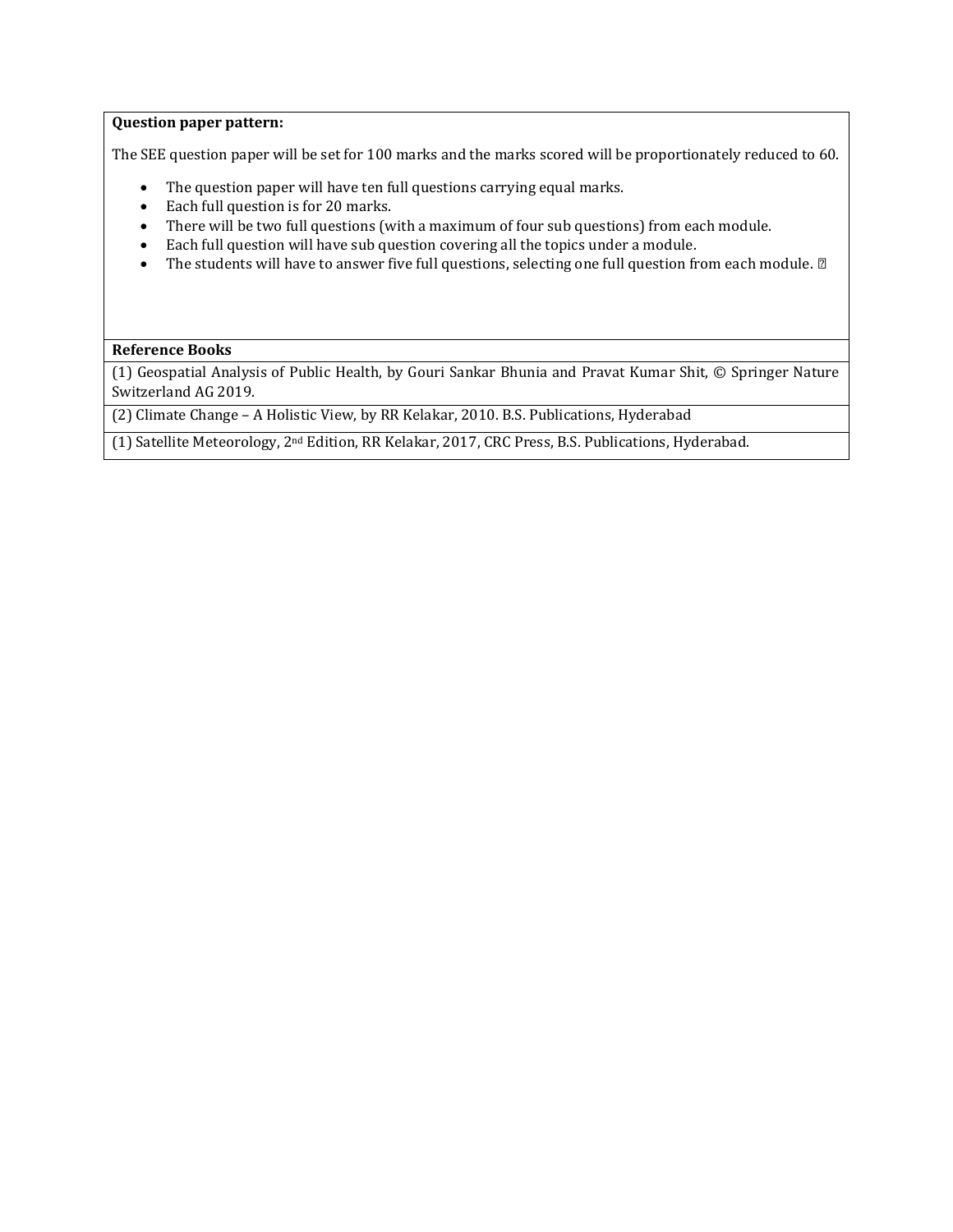**Question paper pattern:**

The SEE question paper will be set for 100 marks and the marks scored will be proportionately reduced to 60.

- The question paper will have ten full questions carrying equal marks.
- Each full question is for 20 marks.
- There will be two full questions (with a maximum of four sub questions) from each module.
- Each full question will have sub question covering all the topics under a module.
- The students will have to answer five full questions, selecting one full question from each module.

| **Reference Books** |
|---|
| (1) Geospatial Analysis of Public Health, by Gouri Sankar Bhunia and Pravat Kumar Shit, © Springer Nature Switzerland AG 2019. |
| (2) Climate Change – A Holistic View, by RR Kelakar, 2010. B.S. Publications, Hyderabad |
| (1) Satellite Meteorology, 2nd Edition, RR Kelakar, 2017, CRC Press, B.S. Publications, Hyderabad. |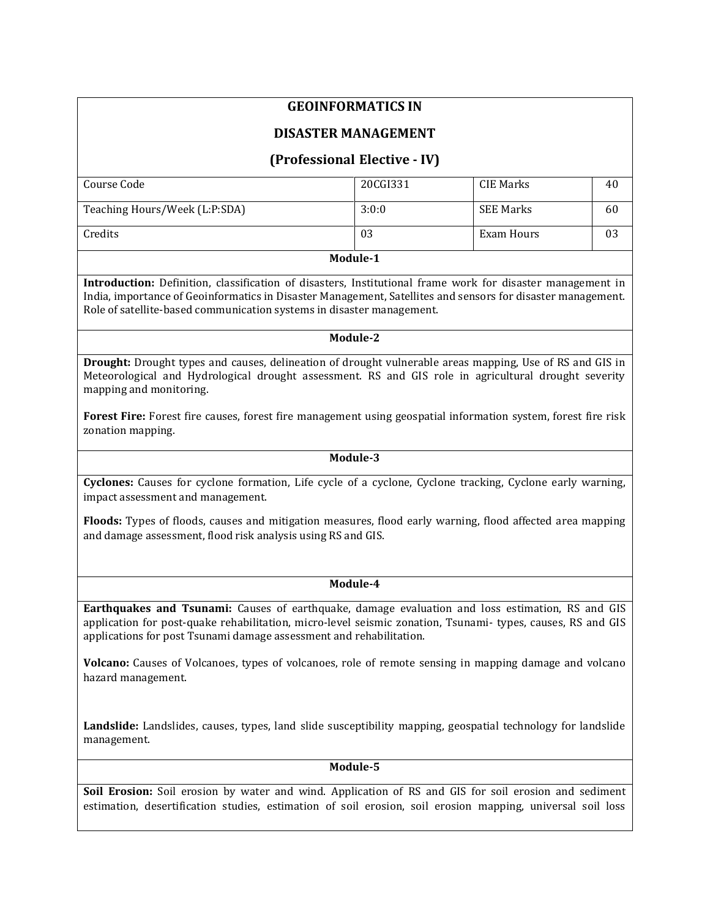# GEOINFORMATICS IN

# DISASTER MANAGEMENT

## (Professional Elective - IV)

| Course Code | 20CGI331 | CIE Marks | 40 |
|---|---|---|---|
| Teaching Hours/Week (L:P:SDA) | 3:0:0 | SEE Marks | 60 |
| Credits | 03 | Exam Hours | 03 |

### Module-1

**Introduction:** Definition, classification of disasters, Institutional frame work for disaster management in India, importance of Geoinformatics in Disaster Management, Satellites and sensors for disaster management. Role of satellite-based communication systems in disaster management.

### Module-2

**Drought:** Drought types and causes, delineation of drought vulnerable areas mapping, Use of RS and GIS in Meteorological and Hydrological drought assessment. RS and GIS role in agricultural drought severity mapping and monitoring.

**Forest Fire:** Forest fire causes, forest fire management using geospatial information system, forest fire risk zonation mapping.

### Module-3

**Cyclones:** Causes for cyclone formation, Life cycle of a cyclone, Cyclone tracking, Cyclone early warning, impact assessment and management.

**Floods:** Types of floods, causes and mitigation measures, flood early warning, flood affected area mapping and damage assessment, flood risk analysis using RS and GIS.

### Module-4

**Earthquakes and Tsunami:** Causes of earthquake, damage evaluation and loss estimation, RS and GIS application for post-quake rehabilitation, micro-level seismic zonation, Tsunami- types, causes, RS and GIS applications for post Tsunami damage assessment and rehabilitation.

**Volcano:** Causes of Volcanoes, types of volcanoes, role of remote sensing in mapping damage and volcano hazard management.

**Landslide:** Landslides, causes, types, land slide susceptibility mapping, geospatial technology for landslide management.

### Module-5

**Soil Erosion:** Soil erosion by water and wind. Application of RS and GIS for soil erosion and sediment estimation, desertification studies, estimation of soil erosion, soil erosion mapping, universal soil loss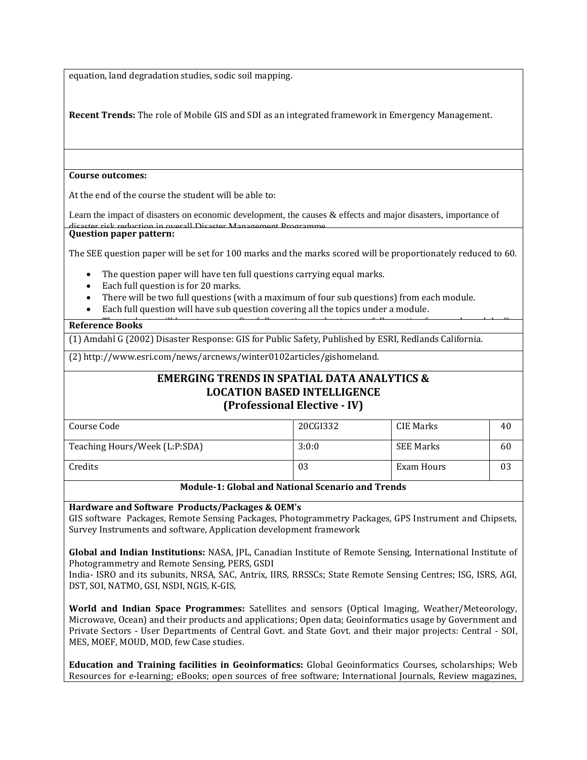equation, land degradation studies, sodic soil mapping.

**Recent Trends:** The role of Mobile GIS and SDI as an integrated framework in Emergency Management.

**Course outcomes:**

At the end of the course the student will be able to:

Learn the impact of disasters on economic development, the causes & effects and major disasters, importance of disaster risk reduction in overall Disaster Management Programme.

**Question paper pattern:**

The SEE question paper will be set for 100 marks and the marks scored will be proportionately reduced to 60.

- The question paper will have ten full questions carrying equal marks.
- Each full question is for 20 marks.
- There will be two full questions (with a maximum of four sub questions) from each module.
- Each full question will have sub question covering all the topics under a module.
- The students will have to answer five full questions, selecting one full question from each module.

**Reference Books**

(1) Amdahl G (2002) Disaster Response: GIS for Public Safety, Published by ESRI, Redlands California.

(2) http://www.esri.com/news/arcnews/winter0102articles/gishomeland.

## EMERGING TRENDS IN SPATIAL DATA ANALYTICS & LOCATION BASED INTELLIGENCE (Professional Elective - IV)

| Course Code | 20CGI332 | CIE Marks | 40 |
|---|---|---|---|
| Teaching Hours/Week (L:P:SDA) | 3:0:0 | SEE Marks | 60 |
| Credits | 03 | Exam Hours | 03 |

### Module-1: Global and National Scenario and Trends

**Hardware and Software Products/Packages & OEM's**
GIS software Packages, Remote Sensing Packages, Photogrammetry Packages, GPS Instrument and Chipsets, Survey Instruments and software, Application development framework

**Global and Indian Institutions:** NASA, JPL, Canadian Institute of Remote Sensing, International Institute of Photogrammetry and Remote Sensing, PERS, GSDI
India- ISRO and its subunits, NRSA, SAC, Antrix, IIRS, RRSSCs; State Remote Sensing Centres; ISG, ISRS, AGI, DST, SOI, NATMO, GSI, NSDI, NGIS, K-GIS,

**World and Indian Space Programmes:** Satellites and sensors (Optical Imaging, Weather/Meteorology, Microwave, Ocean) and their products and applications; Open data; Geoinformatics usage by Government and Private Sectors - User Departments of Central Govt. and State Govt. and their major projects: Central - SOI, MES, MOEF, MOUD, MOD, few Case studies.

**Education and Training facilities in Geoinformatics:** Global Geoinformatics Courses, scholarships; Web Resources for e-learning; eBooks; open sources of free software; International Journals, Review magazines,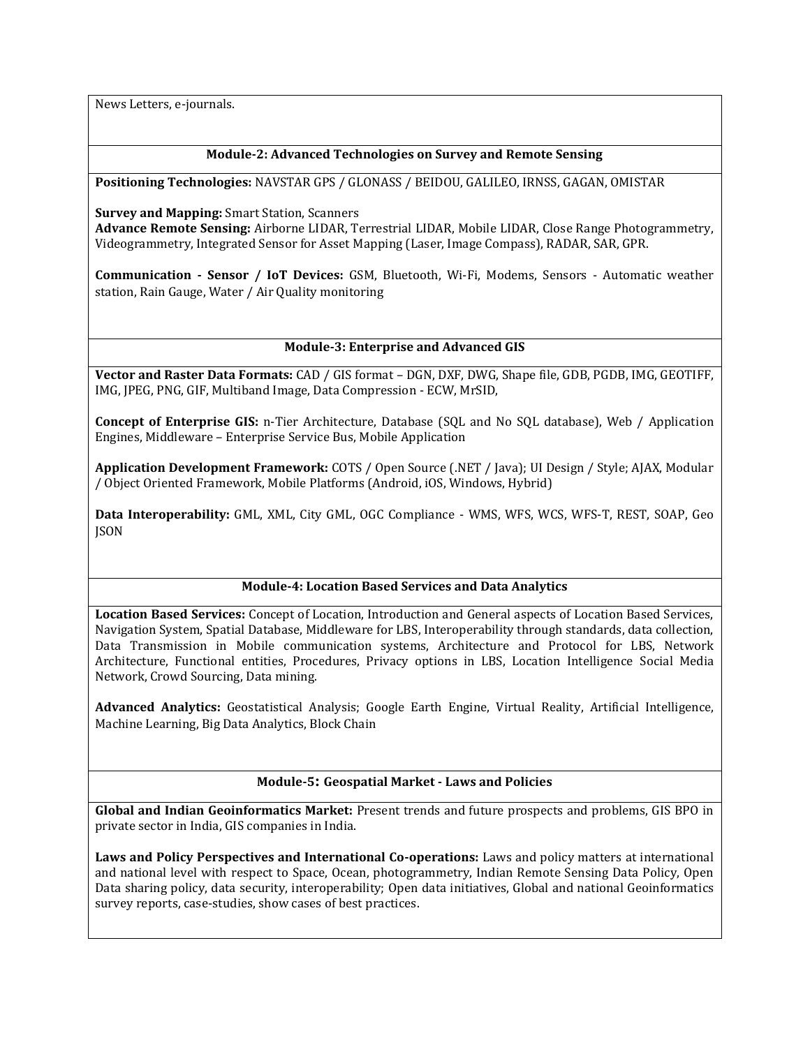News Letters, e-journals.

### Module-2: Advanced Technologies on Survey and Remote Sensing

**Positioning Technologies:** NAVSTAR GPS / GLONASS / BEIDOU, GALILEO, IRNSS, GAGAN, OMISTAR

**Survey and Mapping:** Smart Station, Scanners
**Advance Remote Sensing:** Airborne LIDAR, Terrestrial LIDAR, Mobile LIDAR, Close Range Photogrammetry, Videogrammetry, Integrated Sensor for Asset Mapping (Laser, Image Compass), RADAR, SAR, GPR.

**Communication - Sensor / IoT Devices:** GSM, Bluetooth, Wi-Fi, Modems, Sensors - Automatic weather station, Rain Gauge, Water / Air Quality monitoring

### Module-3: Enterprise and Advanced GIS

**Vector and Raster Data Formats:** CAD / GIS format – DGN, DXF, DWG, Shape file, GDB, PGDB, IMG, GEOTIFF, IMG, JPEG, PNG, GIF, Multiband Image, Data Compression - ECW, MrSID,

**Concept of Enterprise GIS:** n-Tier Architecture, Database (SQL and No SQL database), Web / Application Engines, Middleware – Enterprise Service Bus, Mobile Application

**Application Development Framework:** COTS / Open Source (.NET / Java); UI Design / Style; AJAX, Modular / Object Oriented Framework, Mobile Platforms (Android, iOS, Windows, Hybrid)

**Data Interoperability:** GML, XML, City GML, OGC Compliance - WMS, WFS, WCS, WFS-T, REST, SOAP, Geo JSON

### Module-4: Location Based Services and Data Analytics

**Location Based Services:** Concept of Location, Introduction and General aspects of Location Based Services, Navigation System, Spatial Database, Middleware for LBS, Interoperability through standards, data collection, Data Transmission in Mobile communication systems, Architecture and Protocol for LBS, Network Architecture, Functional entities, Procedures, Privacy options in LBS, Location Intelligence Social Media Network, Crowd Sourcing, Data mining.

**Advanced Analytics:** Geostatistical Analysis; Google Earth Engine, Virtual Reality, Artificial Intelligence, Machine Learning, Big Data Analytics, Block Chain

### Module-5: Geospatial Market - Laws and Policies

**Global and Indian Geoinformatics Market:** Present trends and future prospects and problems, GIS BPO in private sector in India, GIS companies in India.

**Laws and Policy Perspectives and International Co-operations:** Laws and policy matters at international and national level with respect to Space, Ocean, photogrammetry, Indian Remote Sensing Data Policy, Open Data sharing policy, data security, interoperability; Open data initiatives, Global and national Geoinformatics survey reports, case-studies, show cases of best practices.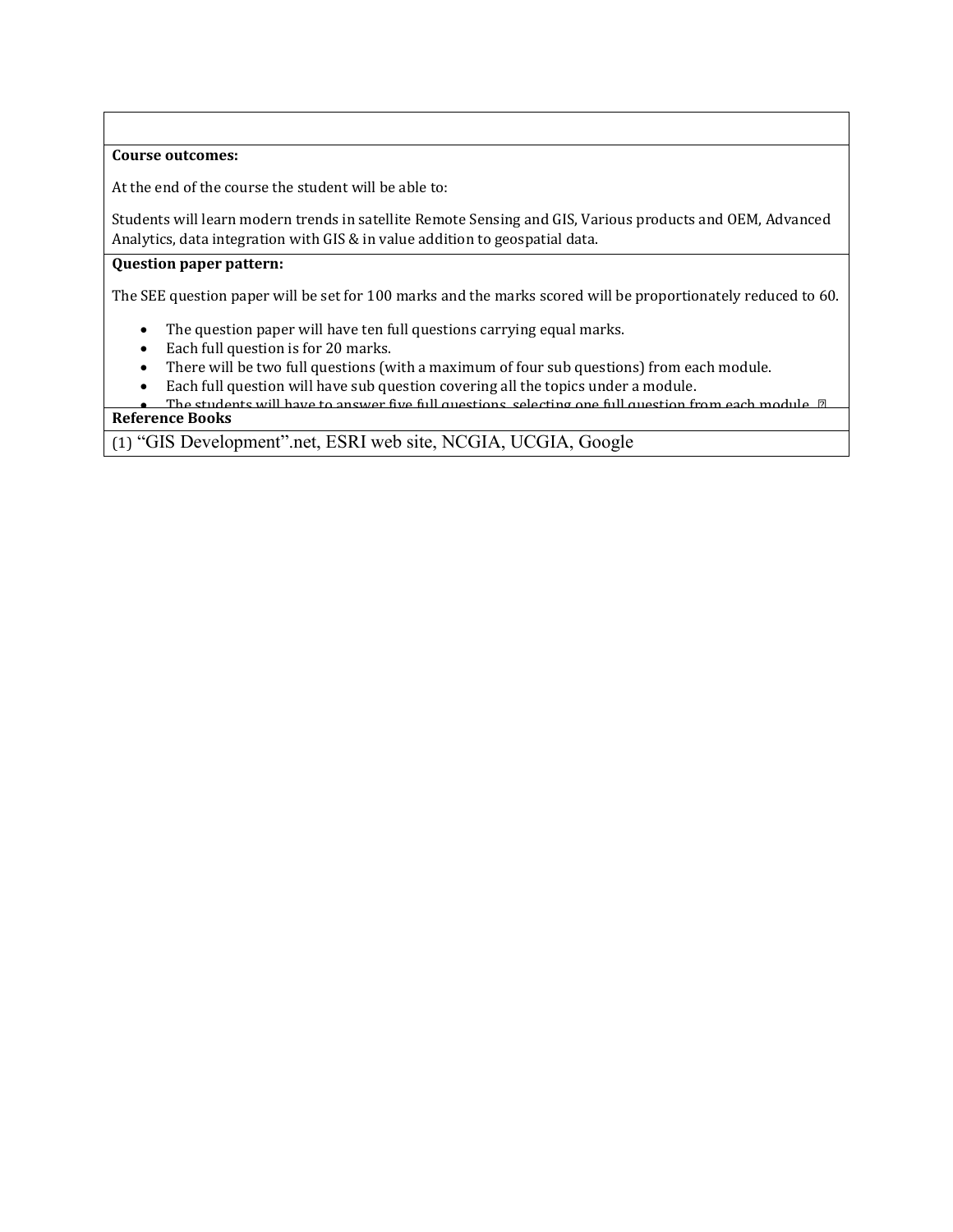**Course outcomes:**

At the end of the course the student will be able to:

Students will learn modern trends in satellite Remote Sensing and GIS, Various products and OEM, Advanced Analytics, data integration with GIS & in value addition to geospatial data.

**Question paper pattern:**

The SEE question paper will be set for 100 marks and the marks scored will be proportionately reduced to 60.

- The question paper will have ten full questions carrying equal marks.
- Each full question is for 20 marks.
- There will be two full questions (with a maximum of four sub questions) from each module.
- Each full question will have sub question covering all the topics under a module.
- The students will have to answer five full questions, selecting one full question from each module.

**Reference Books**

(1) "GIS Development".net, ESRI web site, NCGIA, UCGIA, Google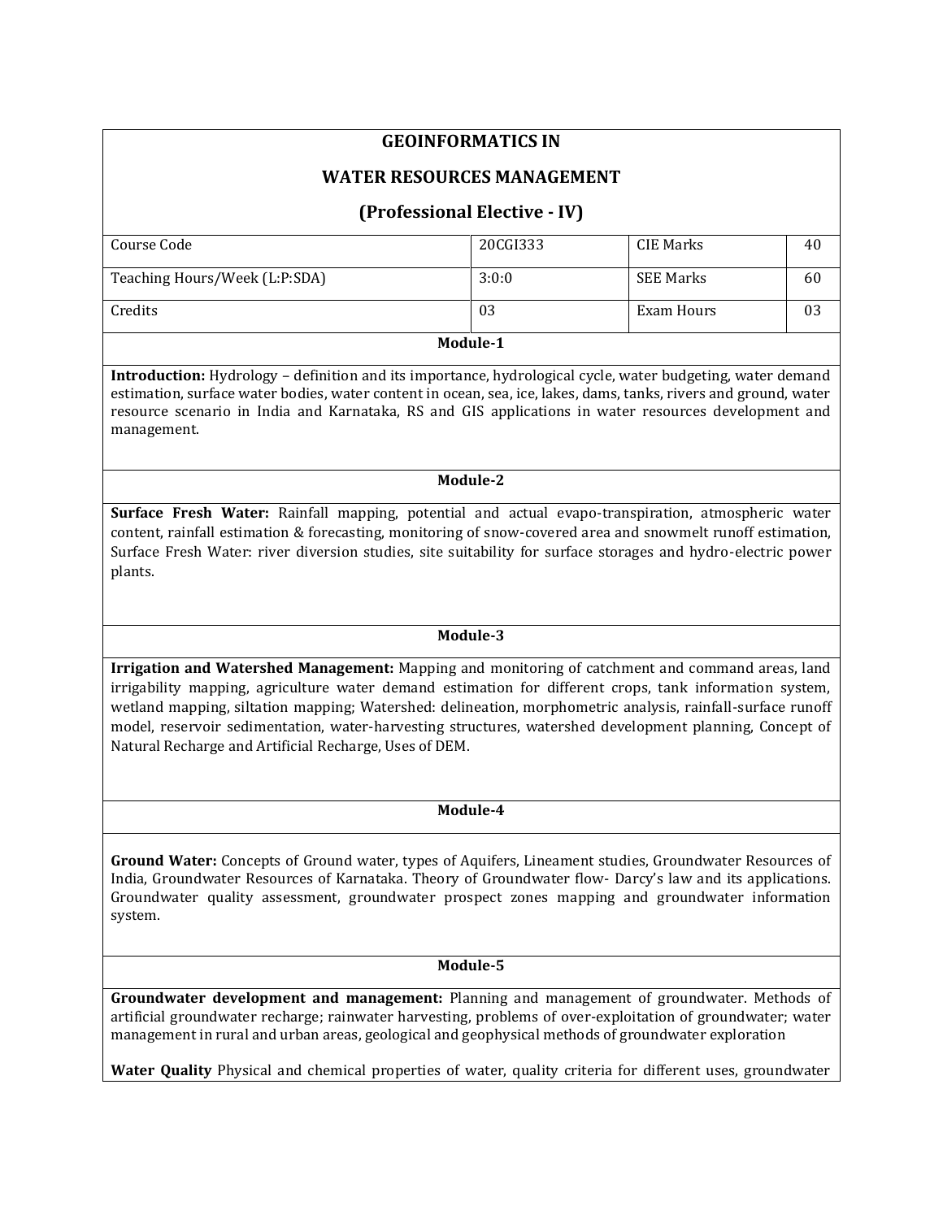# GEOINFORMATICS IN

# WATER RESOURCES MANAGEMENT

## (Professional Elective - IV)

| Course Code | 20CGI333 | CIE Marks | 40 |
|---|---|---|---|
| Teaching Hours/Week (L:P:SDA) | 3:0:0 | SEE Marks | 60 |
| Credits | 03 | Exam Hours | 03 |

### Module-1

**Introduction:** Hydrology – definition and its importance, hydrological cycle, water budgeting, water demand estimation, surface water bodies, water content in ocean, sea, ice, lakes, dams, tanks, rivers and ground, water resource scenario in India and Karnataka, RS and GIS applications in water resources development and management.

### Module-2

**Surface Fresh Water:** Rainfall mapping, potential and actual evapo-transpiration, atmospheric water content, rainfall estimation & forecasting, monitoring of snow-covered area and snowmelt runoff estimation, Surface Fresh Water: river diversion studies, site suitability for surface storages and hydro-electric power plants.

### Module-3

**Irrigation and Watershed Management:** Mapping and monitoring of catchment and command areas, land irrigability mapping, agriculture water demand estimation for different crops, tank information system, wetland mapping, siltation mapping; Watershed: delineation, morphometric analysis, rainfall-surface runoff model, reservoir sedimentation, water-harvesting structures, watershed development planning, Concept of Natural Recharge and Artificial Recharge, Uses of DEM.

### Module-4

**Ground Water:** Concepts of Ground water, types of Aquifers, Lineament studies, Groundwater Resources of India, Groundwater Resources of Karnataka. Theory of Groundwater flow- Darcy's law and its applications. Groundwater quality assessment, groundwater prospect zones mapping and groundwater information system.

### Module-5

**Groundwater development and management:** Planning and management of groundwater. Methods of artificial groundwater recharge; rainwater harvesting, problems of over-exploitation of groundwater; water management in rural and urban areas, geological and geophysical methods of groundwater exploration

**Water Quality** Physical and chemical properties of water, quality criteria for different uses, groundwater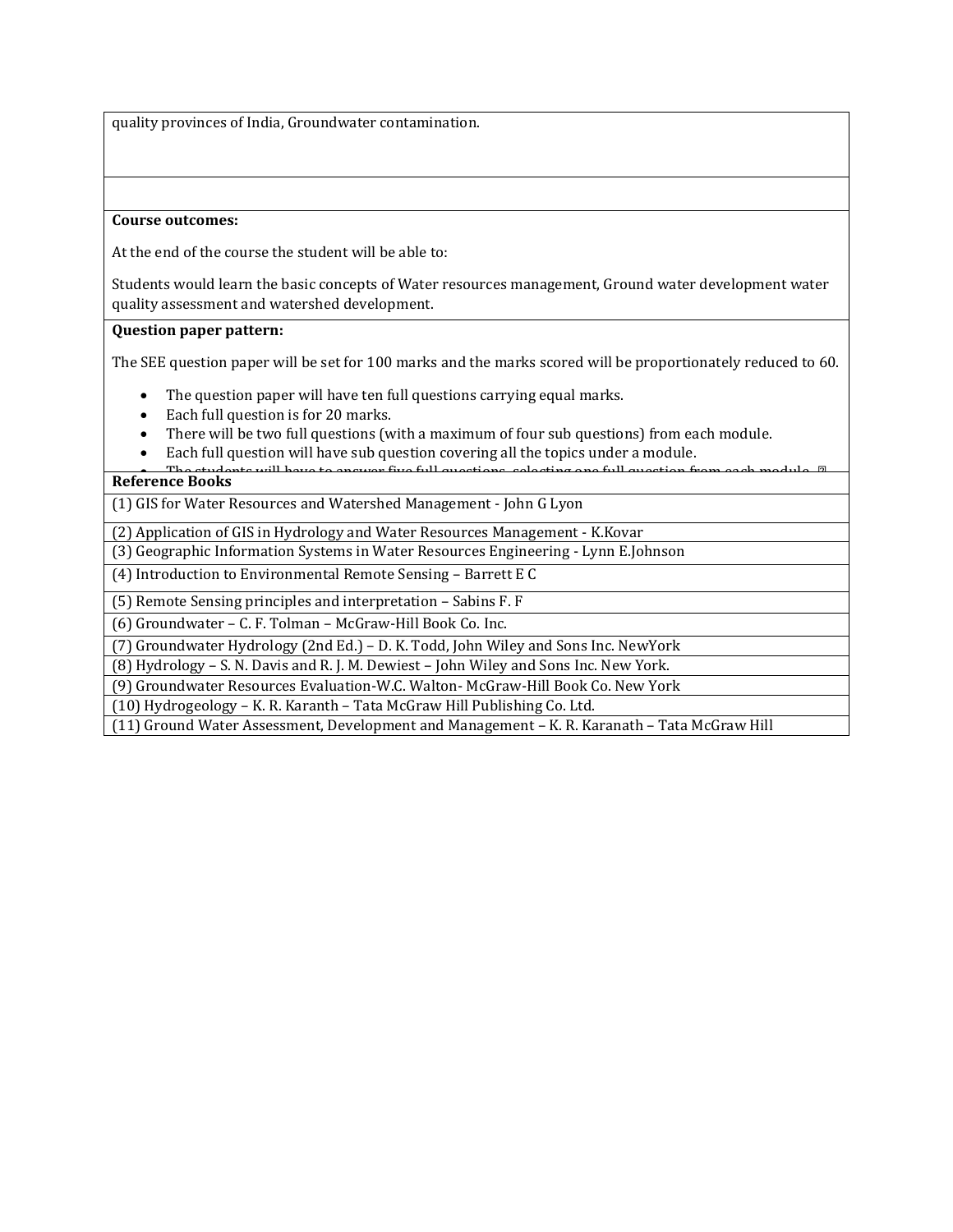quality provinces of India, Groundwater contamination.

**Course outcomes:**

At the end of the course the student will be able to:

Students would learn the basic concepts of Water resources management, Ground water development water quality assessment and watershed development.

**Question paper pattern:**

The SEE question paper will be set for 100 marks and the marks scored will be proportionately reduced to 60.

- The question paper will have ten full questions carrying equal marks.
- Each full question is for 20 marks.
- There will be two full questions (with a maximum of four sub questions) from each module.
- Each full question will have sub question covering all the topics under a module.
- The students will have to answer five full questions, selecting one full question from each module.

**Reference Books**

(1) GIS for Water Resources and Watershed Management - John G Lyon

(2) Application of GIS in Hydrology and Water Resources Management - K.Kovar

(3) Geographic Information Systems in Water Resources Engineering - Lynn E.Johnson

(4) Introduction to Environmental Remote Sensing – Barrett E C

(5) Remote Sensing principles and interpretation – Sabins F. F

(6) Groundwater – C. F. Tolman – McGraw-Hill Book Co. Inc.

(7) Groundwater Hydrology (2nd Ed.) – D. K. Todd, John Wiley and Sons Inc. NewYork

(8) Hydrology – S. N. Davis and R. J. M. Dewiest – John Wiley and Sons Inc. New York.

(9) Groundwater Resources Evaluation-W.C. Walton- McGraw-Hill Book Co. New York

(10) Hydrogeology – K. R. Karanth – Tata McGraw Hill Publishing Co. Ltd.

(11) Ground Water Assessment, Development and Management – K. R. Karanath – Tata McGraw Hill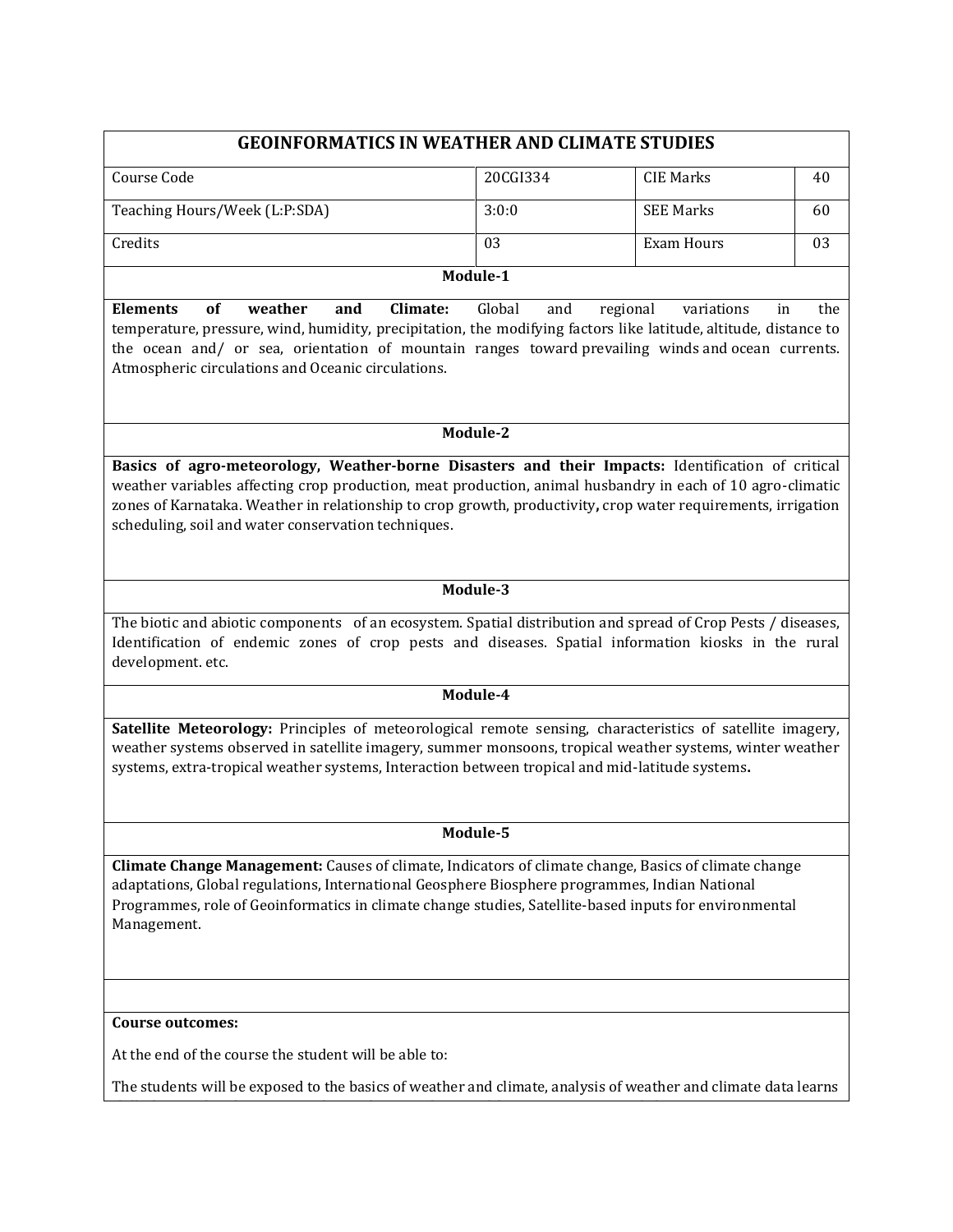# GEOINFORMATICS IN WEATHER AND CLIMATE STUDIES

| Course Code | 20CGI334 | CIE Marks | 40 |
|---|---|---|---|
| Teaching Hours/Week (L:P:SDA) | 3:0:0 | SEE Marks | 60 |
| Credits | 03 | Exam Hours | 03 |

## Module-1

**Elements of weather and Climate:** Global and regional variations in the temperature, pressure, wind, humidity, precipitation, the modifying factors like latitude, altitude, distance to the ocean and/ or sea, orientation of mountain ranges toward prevailing winds and ocean currents. Atmospheric circulations and Oceanic circulations.

## Module-2

**Basics of agro-meteorology, Weather-borne Disasters and their Impacts:** Identification of critical weather variables affecting crop production, meat production, animal husbandry in each of 10 agro-climatic zones of Karnataka. Weather in relationship to crop growth, productivity**,** crop water requirements, irrigation scheduling, soil and water conservation techniques.

## Module-3

The biotic and abiotic components of an ecosystem. Spatial distribution and spread of Crop Pests / diseases, Identification of endemic zones of crop pests and diseases. Spatial information kiosks in the rural development. etc.

## Module-4

**Satellite Meteorology:** Principles of meteorological remote sensing, characteristics of satellite imagery, weather systems observed in satellite imagery, summer monsoons, tropical weather systems, winter weather systems, extra-tropical weather systems, Interaction between tropical and mid-latitude systems**.**

## Module-5

**Climate Change Management:** Causes of climate, Indicators of climate change, Basics of climate change adaptations, Global regulations, International Geosphere Biosphere programmes, Indian National Programmes, role of Geoinformatics in climate change studies, Satellite-based inputs for environmental Management.

**Course outcomes:**

At the end of the course the student will be able to:

The students will be exposed to the basics of weather and climate, analysis of weather and climate data learns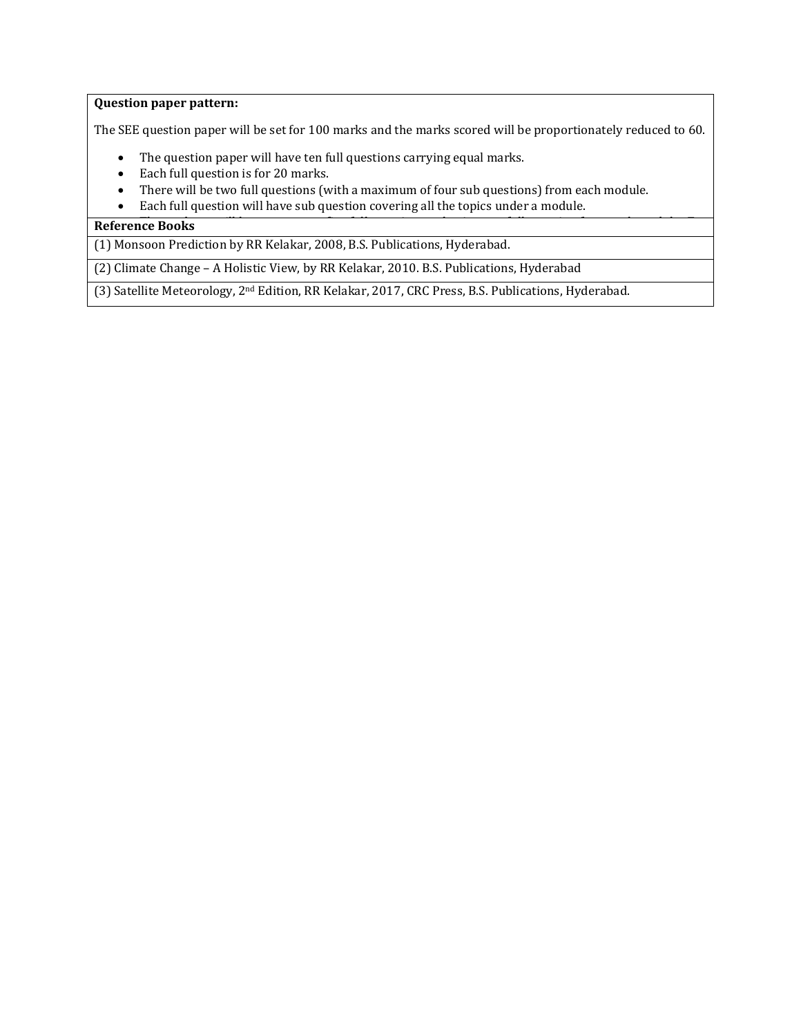**Question paper pattern:**

The SEE question paper will be set for 100 marks and the marks scored will be proportionately reduced to 60.

- The question paper will have ten full questions carrying equal marks.
- Each full question is for 20 marks.
- There will be two full questions (with a maximum of four sub questions) from each module.
- Each full question will have sub question covering all the topics under a module.

| **Reference Books** |
|---|
| (1) Monsoon Prediction by RR Kelakar, 2008, B.S. Publications, Hyderabad. |
| (2) Climate Change – A Holistic View, by RR Kelakar, 2010. B.S. Publications, Hyderabad |
| (3) Satellite Meteorology, 2nd Edition, RR Kelakar, 2017, CRC Press, B.S. Publications, Hyderabad. |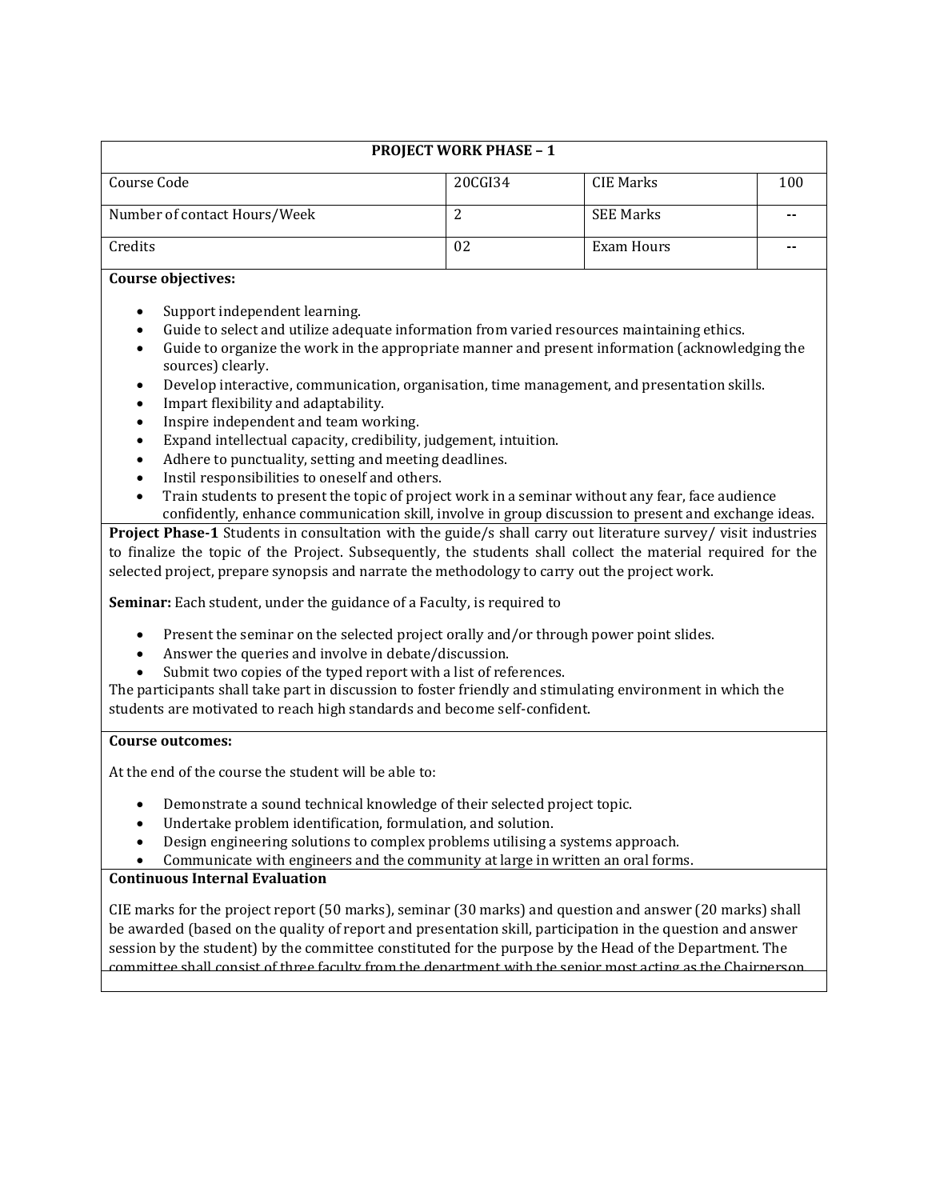## PROJECT WORK PHASE – 1

| Course Code | 20CGI34 | CIE Marks | 100 |
|---|---|---|---|
| Number of contact Hours/Week | 2 | SEE Marks | -- |
| Credits | 02 | Exam Hours | -- |

**Course objectives:**

- Support independent learning.
- Guide to select and utilize adequate information from varied resources maintaining ethics.
- Guide to organize the work in the appropriate manner and present information (acknowledging the sources) clearly.
- Develop interactive, communication, organisation, time management, and presentation skills.
- Impart flexibility and adaptability.
- Inspire independent and team working.
- Expand intellectual capacity, credibility, judgement, intuition.
- Adhere to punctuality, setting and meeting deadlines.
- Instil responsibilities to oneself and others.
- Train students to present the topic of project work in a seminar without any fear, face audience confidently, enhance communication skill, involve in group discussion to present and exchange ideas.

**Project Phase-1** Students in consultation with the guide/s shall carry out literature survey/ visit industries to finalize the topic of the Project. Subsequently, the students shall collect the material required for the selected project, prepare synopsis and narrate the methodology to carry out the project work.

**Seminar:** Each student, under the guidance of a Faculty, is required to

- Present the seminar on the selected project orally and/or through power point slides.
- Answer the queries and involve in debate/discussion.
- Submit two copies of the typed report with a list of references.

The participants shall take part in discussion to foster friendly and stimulating environment in which the students are motivated to reach high standards and become self-confident.

**Course outcomes:**

At the end of the course the student will be able to:

- Demonstrate a sound technical knowledge of their selected project topic.
- Undertake problem identification, formulation, and solution.
- Design engineering solutions to complex problems utilising a systems approach.
- Communicate with engineers and the community at large in written an oral forms.

**Continuous Internal Evaluation**

CIE marks for the project report (50 marks), seminar (30 marks) and question and answer (20 marks) shall be awarded (based on the quality of report and presentation skill, participation in the question and answer session by the student) by the committee constituted for the purpose by the Head of the Department. The committee shall consist of three faculty from the department with the senior most acting as the Chairperson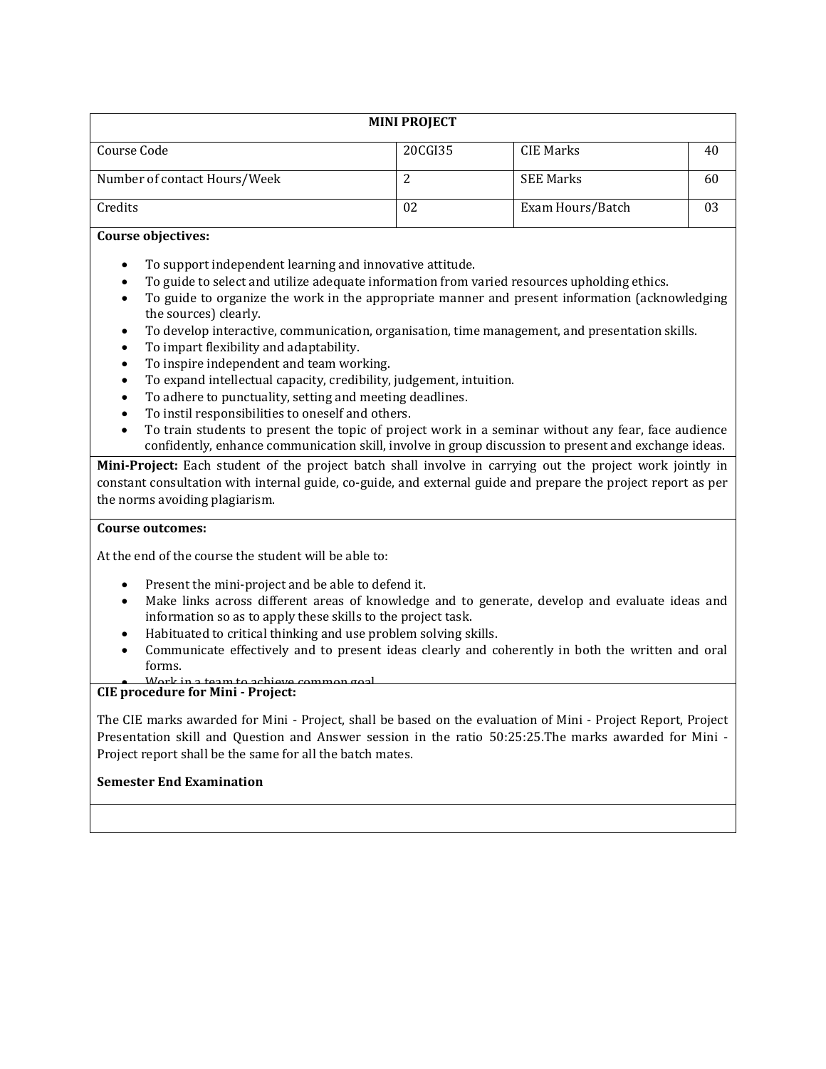| MINI PROJECT | | | |
|---|---|---|---|
| Course Code | 20CGI35 | CIE Marks | 40 |
| Number of contact Hours/Week | 2 | SEE Marks | 60 |
| Credits | 02 | Exam Hours/Batch | 03 |

**Course objectives:**

- To support independent learning and innovative attitude.
- To guide to select and utilize adequate information from varied resources upholding ethics.
- To guide to organize the work in the appropriate manner and present information (acknowledging the sources) clearly.
- To develop interactive, communication, organisation, time management, and presentation skills.
- To impart flexibility and adaptability.
- To inspire independent and team working.
- To expand intellectual capacity, credibility, judgement, intuition.
- To adhere to punctuality, setting and meeting deadlines.
- To instil responsibilities to oneself and others.
- To train students to present the topic of project work in a seminar without any fear, face audience confidently, enhance communication skill, involve in group discussion to present and exchange ideas.

**Mini-Project:** Each student of the project batch shall involve in carrying out the project work jointly in constant consultation with internal guide, co-guide, and external guide and prepare the project report as per the norms avoiding plagiarism.

**Course outcomes:**

At the end of the course the student will be able to:

- Present the mini-project and be able to defend it.
- Make links across different areas of knowledge and to generate, develop and evaluate ideas and information so as to apply these skills to the project task.
- Habituated to critical thinking and use problem solving skills.
- Communicate effectively and to present ideas clearly and coherently in both the written and oral forms.
- Work in a team to achieve common goal.

**CIE procedure for Mini - Project:**

The CIE marks awarded for Mini - Project, shall be based on the evaluation of Mini - Project Report, Project Presentation skill and Question and Answer session in the ratio 50:25:25.The marks awarded for Mini - Project report shall be the same for all the batch mates.

**Semester End Examination**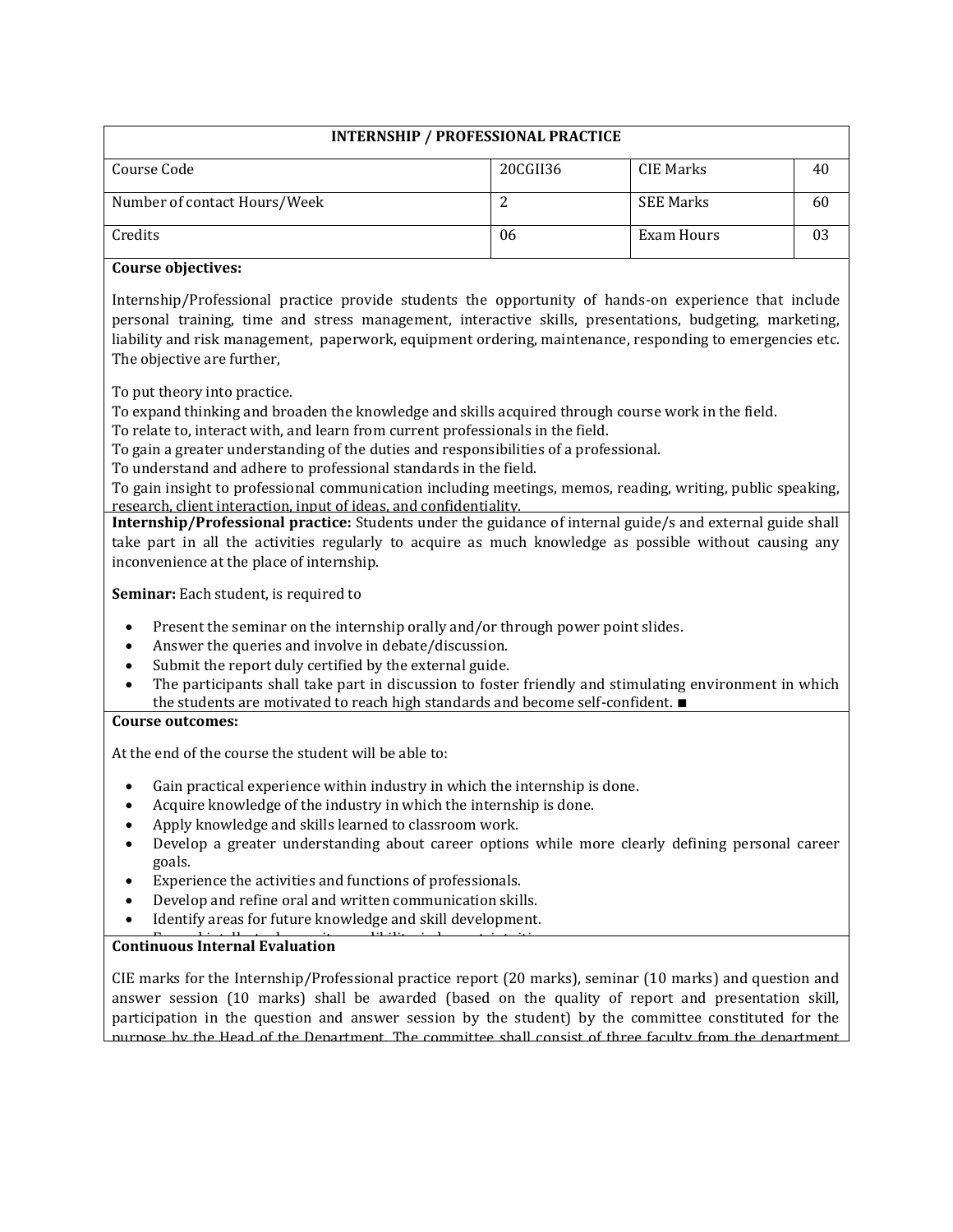**INTERNSHIP / PROFESSIONAL PRACTICE**

| Course Code | 20CGII36 | CIE Marks | 40 |
|---|---|---|---|
| Number of contact Hours/Week | 2 | SEE Marks | 60 |
| Credits | 06 | Exam Hours | 03 |

**Course objectives:**

Internship/Professional practice provide students the opportunity of hands-on experience that include personal training, time and stress management, interactive skills, presentations, budgeting, marketing, liability and risk management, paperwork, equipment ordering, maintenance, responding to emergencies etc. The objective are further,

To put theory into practice.
To expand thinking and broaden the knowledge and skills acquired through course work in the field.
To relate to, interact with, and learn from current professionals in the field.
To gain a greater understanding of the duties and responsibilities of a professional.
To understand and adhere to professional standards in the field.
To gain insight to professional communication including meetings, memos, reading, writing, public speaking, research, client interaction, input of ideas, and confidentiality.

**Internship/Professional practice:** Students under the guidance of internal guide/s and external guide shall take part in all the activities regularly to acquire as much knowledge as possible without causing any inconvenience at the place of internship.

**Seminar:** Each student, is required to

- Present the seminar on the internship orally and/or through power point slides.
- Answer the queries and involve in debate/discussion.
- Submit the report duly certified by the external guide.
- The participants shall take part in discussion to foster friendly and stimulating environment in which the students are motivated to reach high standards and become self-confident. ■

**Course outcomes:**

At the end of the course the student will be able to:

- Gain practical experience within industry in which the internship is done.
- Acquire knowledge of the industry in which the internship is done.
- Apply knowledge and skills learned to classroom work.
- Develop a greater understanding about career options while more clearly defining personal career goals.
- Experience the activities and functions of professionals.
- Develop and refine oral and written communication skills.
- Identify areas for future knowledge and skill development.

**Continuous Internal Evaluation**

CIE marks for the Internship/Professional practice report (20 marks), seminar (10 marks) and question and answer session (10 marks) shall be awarded (based on the quality of report and presentation skill, participation in the question and answer session by the student) by the committee constituted for the purpose by the Head of the Department. The committee shall consist of three faculty from the department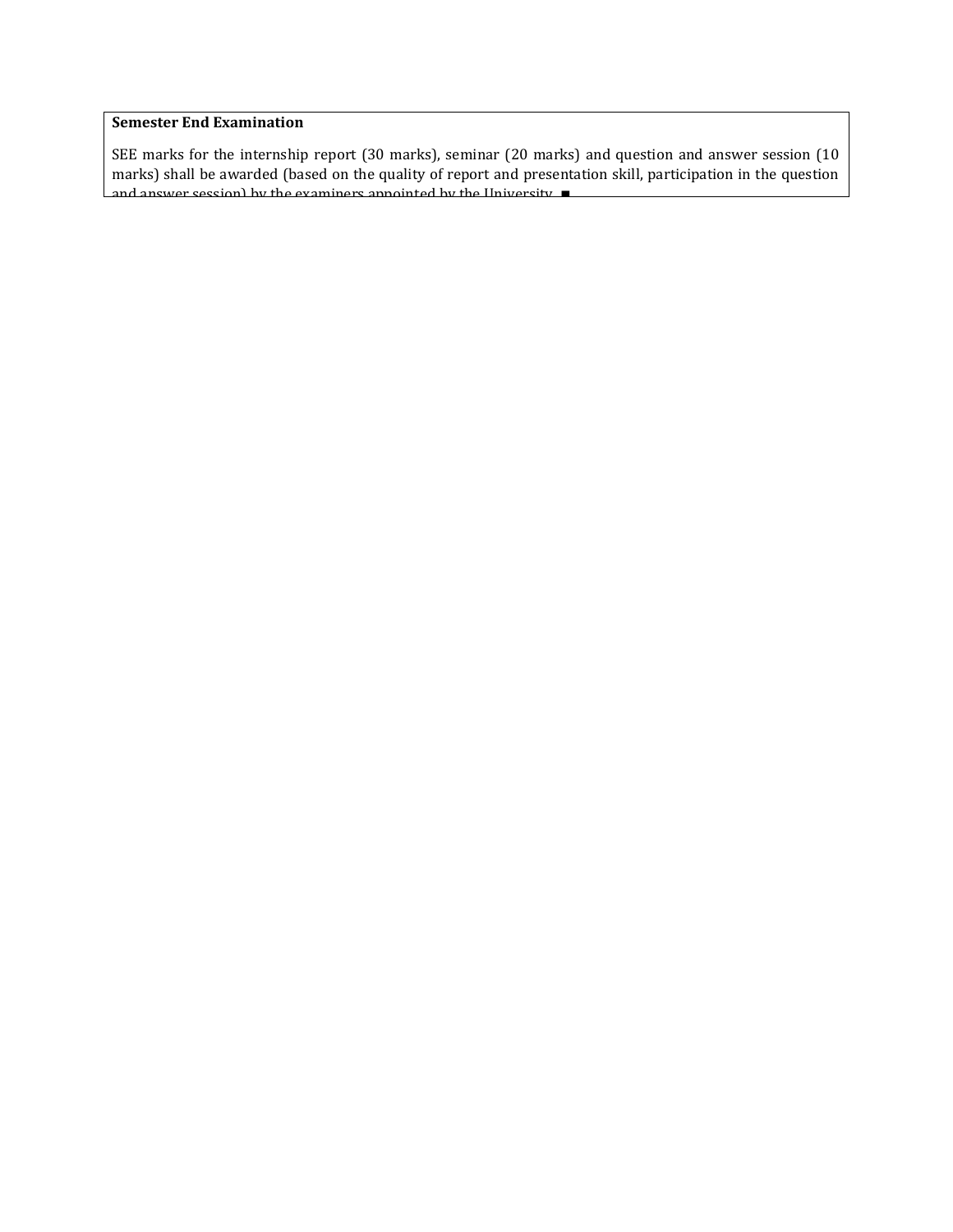**Semester End Examination**

SEE marks for the internship report (30 marks), seminar (20 marks) and question and answer session (10 marks) shall be awarded (based on the quality of report and presentation skill, participation in the question and answer session) by the examiners appointed by the University. ■